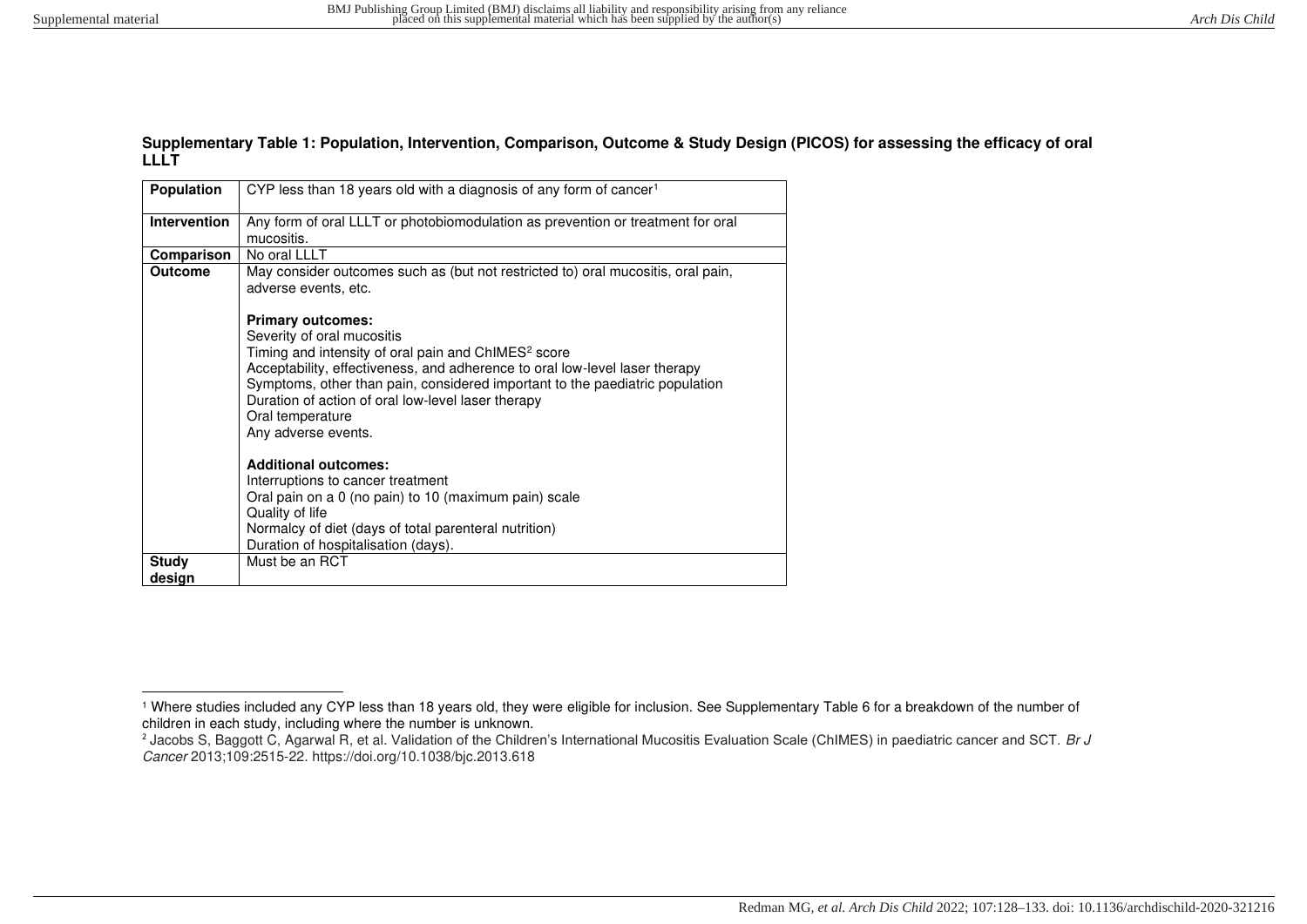**Supplementary Table 1: Population, Intervention, Comparison, Outcome & Study Design (PICOS) for assessing the efficacy of oral LLLT**

| | |
|---|---|
| **Population** | CYP less than 18 years old with a diagnosis of any form of cancer[1] |
| **Intervention** | Any form of oral LLLT or photobiomodulation as prevention or treatment for oral mucositis. |
| **Comparison** | No oral LLLT |
| **Outcome** | May consider outcomes such as (but not restricted to) oral mucositis, oral pain, adverse events, etc.<br><br>**Primary outcomes:**<br>Severity of oral mucositis<br>Timing and intensity of oral pain and ChIMES[2] score<br>Acceptability, effectiveness, and adherence to oral low-level laser therapy<br>Symptoms, other than pain, considered important to the paediatric population<br>Duration of action of oral low-level laser therapy<br>Oral temperature<br>Any adverse events.<br><br>**Additional outcomes:**<br>Interruptions to cancer treatment<br>Oral pain on a 0 (no pain) to 10 (maximum pain) scale<br>Quality of life<br>Normalcy of diet (days of total parenteral nutrition)<br>Duration of hospitalisation (days). |
| **Study design** | Must be an RCT |

[1] Where studies included any CYP less than 18 years old, they were eligible for inclusion. See Supplementary Table 6 for a breakdown of the number of children in each study, including where the number is unknown.

[2] Jacobs S, Baggott C, Agarwal R, et al. Validation of the Children's International Mucositis Evaluation Scale (ChIMES) in paediatric cancer and SCT. *Br J Cancer* 2013;109:2515-22. https://doi.org/10.1038/bjc.2013.618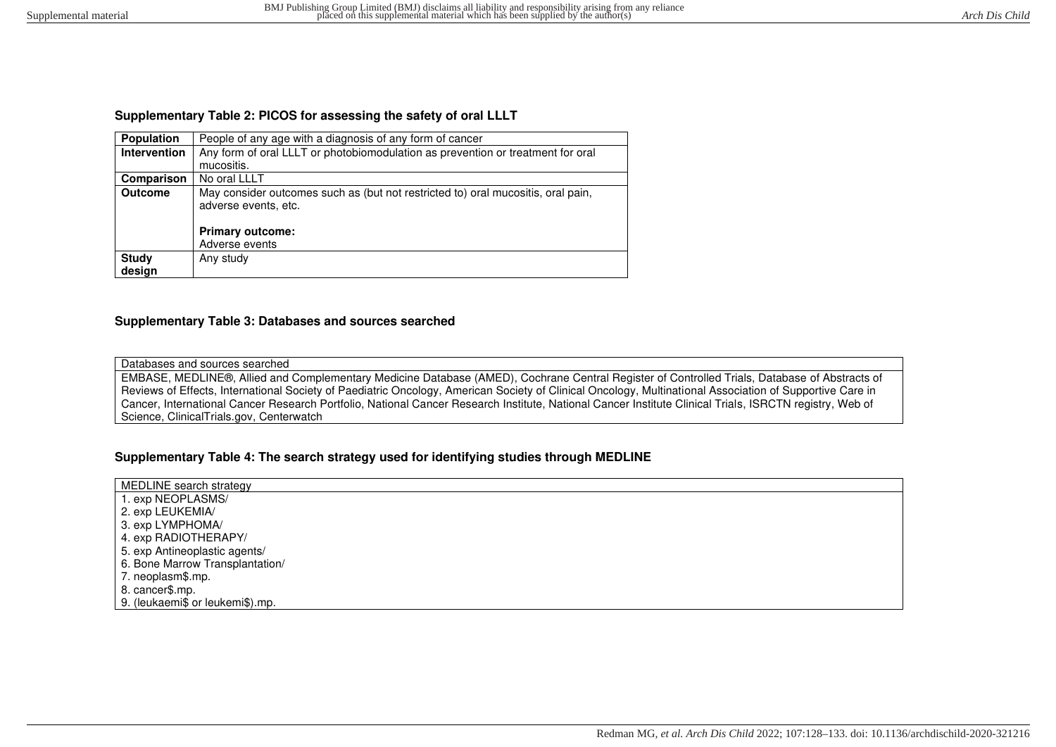### Supplementary Table 2: PICOS for assessing the safety of oral LLLT

| | |
|---|---|
| **Population** | People of any age with a diagnosis of any form of cancer |
| **Intervention** | Any form of oral LLLT or photobiomodulation as prevention or treatment for oral mucositis. |
| **Comparison** | No oral LLLT |
| **Outcome** | May consider outcomes such as (but not restricted to) oral mucositis, oral pain, adverse events, etc.<br><br>**Primary outcome:**<br>Adverse events |
| **Study design** | Any study |

### Supplementary Table 3: Databases and sources searched

| Databases and sources searched |
|---|
| EMBASE, MEDLINE®, Allied and Complementary Medicine Database (AMED), Cochrane Central Register of Controlled Trials, Database of Abstracts of Reviews of Effects, International Society of Paediatric Oncology, American Society of Clinical Oncology, Multinational Association of Supportive Care in Cancer, International Cancer Research Portfolio, National Cancer Research Institute, National Cancer Institute Clinical Trials, ISRCTN registry, Web of Science, ClinicalTrials.gov, Centerwatch |

### Supplementary Table 4: The search strategy used for identifying studies through MEDLINE

| MEDLINE search strategy |
|---|
| 1. exp NEOPLASMS/<br>2. exp LEUKEMIA/<br>3. exp LYMPHOMA/<br>4. exp RADIOTHERAPY/<br>5. exp Antineoplastic agents/<br>6. Bone Marrow Transplantation/<br>7. neoplasm$.mp.<br>8. cancer$.mp.<br>9. (leukaemi$ or leukemi$).mp. |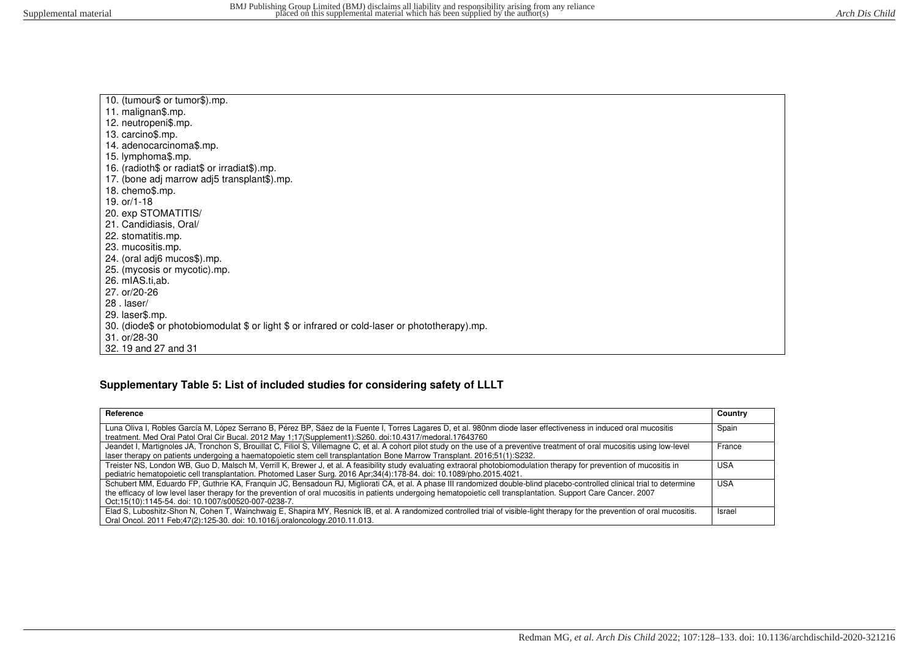10. (tumour$ or tumor$).mp.
11. malignan$.mp.
12. neutropeni$.mp.
13. carcino$.mp.
14. adenocarcinoma$.mp.
15. lymphoma$.mp.
16. (radioth$ or radiat$ or irradiat$).mp.
17. (bone adj marrow adj5 transplant$).mp.
18. chemo$.mp.
19. or/1-18
20. exp STOMATITIS/
21. Candidiasis, Oral/
22. stomatitis.mp.
23. mucositis.mp.
24. (oral adj6 mucos$).mp.
25. (mycosis or mycotic).mp.
26. mIAS.ti,ab.
27. or/20-26
28 . laser/
29. laser$.mp.
30. (diode$ or photobiomodulat $ or light $ or infrared or cold-laser or phototherapy).mp.
31. or/28-30
32. 19 and 27 and 31

## Supplementary Table 5: List of included studies for considering safety of LLLT

| Reference | Country |
|---|---|
| Luna Oliva I, Robles García M, López Serrano B, Pérez BP, Sáez de la Fuente I, Torres Lagares D, et al. 980nm diode laser effectiveness in induced oral mucositis treatment. Med Oral Patol Oral Cir Bucal. 2012 May 1;17(Supplement1):S260. doi:10.4317/medoral.17643760 | Spain |
| Jeandet I, Martignoles JA, Tronchon S, Brouillat C, Filiol S, Villemagne C, et al. A cohort pilot study on the use of a preventive treatment of oral mucositis using low-level laser therapy on patients undergoing a haematopoietic stem cell transplantation Bone Marrow Transplant. 2016;51(1):S232. | France |
| Treister NS, London WB, Guo D, Malsch M, Verrill K, Brewer J, et al. A feasibility study evaluating extraoral photobiomodulation therapy for prevention of mucositis in pediatric hematopoietic cell transplantation. Photomed Laser Surg. 2016 Apr;34(4):178-84. doi: 10.1089/pho.2015.4021. | USA |
| Schubert MM, Eduardo FP, Guthrie KA, Franquin JC, Bensadoun RJ, Migliorati CA, et al. A phase III randomized double-blind placebo-controlled clinical trial to determine the efficacy of low level laser therapy for the prevention of oral mucositis in patients undergoing hematopoietic cell transplantation. Support Care Cancer. 2007 Oct;15(10):1145-54. doi: 10.1007/s00520-007-0238-7. | USA |
| Elad S, Luboshitz-Shon N, Cohen T, Wainchwaig E, Shapira MY, Resnick IB, et al. A randomized controlled trial of visible-light therapy for the prevention of oral mucositis. Oral Oncol. 2011 Feb;47(2):125-30. doi: 10.1016/j.oraloncology.2010.11.013. | Israel |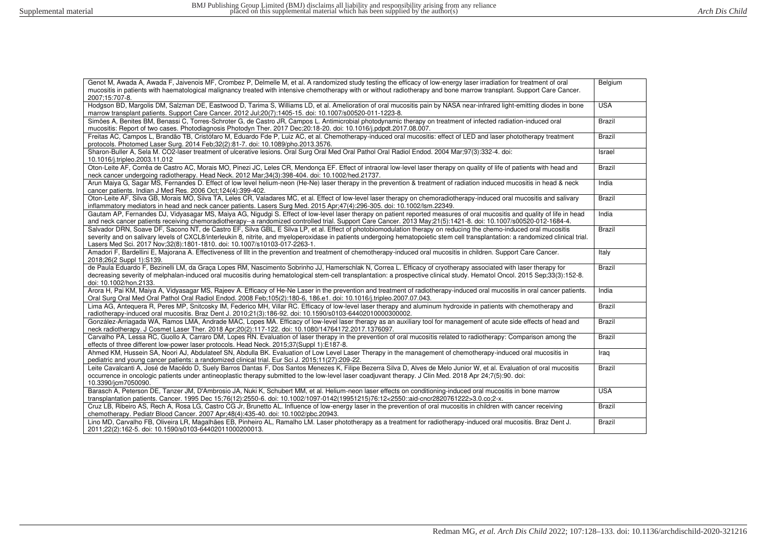| | |
|---|---|
| Genot M, Awada A, Awada F, Jaivenois MF, Crombez P, Delmelle M, et al. A randomized study testing the efficacy of low-energy laser irradiation for treatment of oral mucositis in patients with haematological malignancy treated with intensive chemotherapy with or without radiotherapy and bone marrow transplant. Support Care Cancer. 2007;15:707-8. | Belgium |
| Hodgson BD, Margolis DM, Salzman DE, Eastwood D, Tarima S, Williams LD, et al. Amelioration of oral mucositis pain by NASA near-infrared light-emitting diodes in bone marrow transplant patients. Support Care Cancer. 2012 Jul;20(7):1405-15. doi: 10.1007/s00520-011-1223-8. | USA |
| Simões A, Benites BM, Benassi C, Torres-Schroter G, de Castro JR, Campos L. Antimicrobial photodynamic therapy on treatment of infected radiation-induced oral mucositis: Report of two cases. Photodiagnosis Photodyn Ther. 2017 Dec;20:18-20. doi: 10.1016/j.pdpdt.2017.08.007. | Brazil |
| Freitas AC, Campos L, Brandão TB, Cristófaro M, Eduardo Fde P, Luiz AC, et al. Chemotherapy-induced oral mucositis: effect of LED and laser phototherapy treatment protocols. Photomed Laser Surg. 2014 Feb;32(2):81-7. doi: 10.1089/pho.2013.3576. | Brazil |
| Sharon-Buller A, Sela M. CO2-laser treatment of ulcerative lesions. Oral Surg Oral Med Oral Pathol Oral Radiol Endod. 2004 Mar;97(3):332-4. doi: 10.1016/j.tripleo.2003.11.012 | Israel |
| Oton-Leite AF, Corrêa de Castro AC, Morais MO, Pinezi JC, Leles CR, Mendonça EF. Effect of intraoral low-level laser therapy on quality of life of patients with head and neck cancer undergoing radiotherapy. Head Neck. 2012 Mar;34(3):398-404. doi: 10.1002/hed.21737. | Brazil |
| Arun Maiya G, Sagar MS, Fernandes D. Effect of low level helium-neon (He-Ne) laser therapy in the prevention & treatment of radiation induced mucositis in head & neck cancer patients. Indian J Med Res. 2006 Oct;124(4):399-402. | India |
| Oton-Leite AF, Silva GB, Morais MO, Silva TA, Leles CR, Valadares MC, et al. Effect of low-level laser therapy on chemoradiotherapy-induced oral mucositis and salivary inflammatory mediators in head and neck cancer patients. Lasers Surg Med. 2015 Apr;47(4):296-305. doi: 10.1002/lsm.22349. | Brazil |
| Gautam AP, Fernandes DJ, Vidyasagar MS, Maiya AG, Nigudgi S. Effect of low-level laser therapy on patient reported measures of oral mucositis and quality of life in head and neck cancer patients receiving chemoradiotherapy--a randomized controlled trial. Support Care Cancer. 2013 May;21(5):1421-8. doi: 10.1007/s00520-012-1684-4. | India |
| Salvador DRN, Soave DF, Sacono NT, de Castro EF, Silva GBL, E Silva LP, et al. Effect of photobiomodulation therapy on reducing the chemo-induced oral mucositis severity and on salivary levels of CXCL8/interleukin 8, nitrite, and myeloperoxidase in patients undergoing hematopoietic stem cell transplantation: a randomized clinical trial. Lasers Med Sci. 2017 Nov;32(8):1801-1810. doi: 10.1007/s10103-017-2263-1. | Brazil |
| Amadori F, Bardellini E, Majorana A. Effectiveness of lllt in the prevention and treatment of chemotherapy-induced oral mucositis in children. Support Care Cancer. 2018;26(2 Suppl 1):S139. | Italy |
| de Paula Eduardo F, Bezinelli LM, da Graça Lopes RM, Nascimento Sobrinho JJ, Hamerschlak N, Correa L. Efficacy of cryotherapy associated with laser therapy for decreasing severity of melphalan-induced oral mucositis during hematological stem-cell transplantation: a prospective clinical study. Hematol Oncol. 2015 Sep;33(3):152-8. doi: 10.1002/hon.2133. | Brazil |
| Arora H, Pai KM, Maiya A, Vidyasagar MS, Rajeev A. Efficacy of He-Ne Laser in the prevention and treatment of radiotherapy-induced oral mucositis in oral cancer patients. Oral Surg Oral Med Oral Pathol Oral Radiol Endod. 2008 Feb;105(2):180-6, 186.e1. doi: 10.1016/j.tripleo.2007.07.043. | India |
| Lima AG, Antequera R, Peres MP, Snitcosky IM, Federico MH, Villar RC. Efficacy of low-level laser therapy and aluminum hydroxide in patients with chemotherapy and radiotherapy-induced oral mucositis. Braz Dent J. 2010;21(3):186-92. doi: 10.1590/s0103-64402010000300002. | Brazil |
| González-Arriagada WA, Ramos LMA, Andrade MAC, Lopes MA. Efficacy of low-level laser therapy as an auxiliary tool for management of acute side effects of head and neck radiotherapy. J Cosmet Laser Ther. 2018 Apr;20(2):117-122. doi: 10.1080/14764172.2017.1376097. | Brazil |
| Carvalho PA, Lessa RC, Guollo A, Carraro DM, Lopes RN. Evaluation of laser therapy in the prevention of oral mucositis related to radiotherapy: Comparison among the effects of three different low-power laser protocols. Head Neck. 2015;37(Suppl 1):E187-8. | Brazil |
| Ahmed KM, Hussein SA, Noori AJ, Abdulateef SN, Abdulla BK. Evaluation of Low Level Laser Therapy in the management of chemotherapy-induced oral mucositis in pediatric and young cancer patients: a randomized clinical trial. Eur Sci J. 2015;11(27):209-22. | Iraq |
| Leite Cavalcanti A, José de Macêdo D, Suely Barros Dantas F, Dos Santos Menezes K, Filipe Bezerra Silva D, Alves de Melo Junior W, et al. Evaluation of oral mucositis occurrence in oncologic patients under antineoplastic therapy submitted to the low-level laser coadjuvant therapy. J Clin Med. 2018 Apr 24;7(5):90. doi: 10.3390/jcm7050090. | Brazil |
| Barasch A, Peterson DE, Tanzer JM, D'Ambrosio JA, Nuki K, Schubert MM, et al. Helium-neon laser effects on conditioning-induced oral mucositis in bone marrow transplantation patients. Cancer. 1995 Dec 15;76(12):2550-6. doi: 10.1002/1097-0142(19951215)76:12<2550::aid-cncr2820761222>3.0.co;2-x. | USA |
| Cruz LB, Ribeiro AS, Rech A, Rosa LG, Castro CG Jr, Brunetto AL. Influence of low-energy laser in the prevention of oral mucositis in children with cancer receiving chemotherapy. Pediatr Blood Cancer. 2007 Apr;48(4):435-40. doi: 10.1002/pbc.20943. | Brazil |
| Lino MD, Carvalho FB, Oliveira LR, Magalhães EB, Pinheiro AL, Ramalho LM. Laser phototherapy as a treatment for radiotherapy-induced oral mucositis. Braz Dent J. 2011;22(2):162-5. doi: 10.1590/s0103-64402011000200013. | Brazil |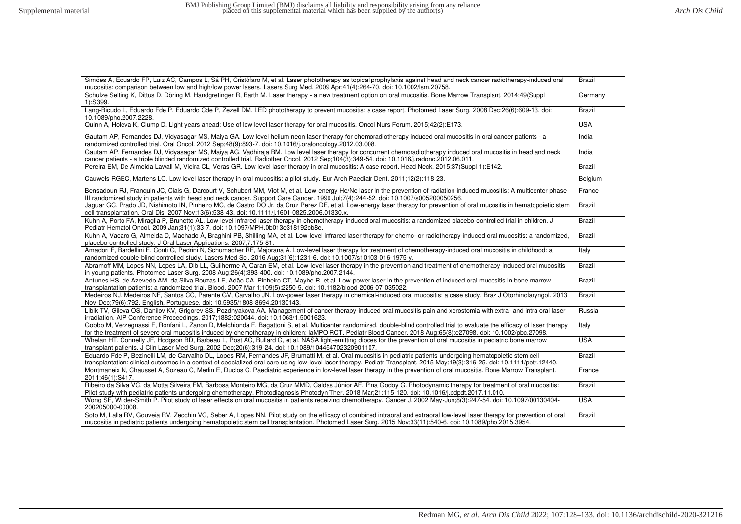| | |
|---|---|
| Simões A, Eduardo FP, Luiz AC, Campos L, Sá PH, Cristófaro M, et al. Laser phototherapy as topical prophylaxis against head and neck cancer radiotherapy-induced oral mucositis: comparison between low and high/low power lasers. Lasers Surg Med. 2009 Apr;41(4):264-70. doi: 10.1002/lsm.20758. | Brazil |
| Schulze Selting K, Dittus D, Döring M, Handgretinger R, Barth M. Laser therapy - a new treatment option on oral mucositis. Bone Marrow Transplant. 2014;49(Suppl 1):S399. | Germany |
| Lang-Bicudo L, Eduardo Fde P, Eduardo Cde P, Zezell DM. LED phototherapy to prevent mucositis: a case report. Photomed Laser Surg. 2008 Dec;26(6):609-13. doi: 10.1089/pho.2007.2228. | Brazil |
| Quinn A, Holeva K, Clump D. Light years ahead: Use of low level laser therapy for oral mucositis. Oncol Nurs Forum. 2015;42(2):E173. | USA |
| Gautam AP, Fernandes DJ, Vidyasagar MS, Maiya GA. Low level helium neon laser therapy for chemoradiotherapy induced oral mucositis in oral cancer patients - a randomized controlled trial. Oral Oncol. 2012 Sep;48(9):893-7. doi: 10.1016/j.oraloncology.2012.03.008. | India |
| Gautam AP, Fernandes DJ, Vidyasagar MS, Maiya AG, Vadhiraja BM. Low level laser therapy for concurrent chemoradiotherapy induced oral mucositis in head and neck cancer patients - a triple blinded randomized controlled trial. Radiother Oncol. 2012 Sep;104(3):349-54. doi: 10.1016/j.radonc.2012.06.011. | India |
| Pereira EM, De Almeida Lawall M, Vieira CL, Veras GR. Low level laser therapy in oral mucositis: A case report. Head Neck. 2015;37(Suppl 1):E142. | Brazil |
| Cauwels RGEC, Martens LC. Low level laser therapy in oral mucositis: a pilot study. Eur Arch Paediatr Dent. 2011;12(2):118-23. | Belgium |
| Bensadoun RJ, Franquin JC, Ciais G, Darcourt V, Schubert MM, Viot M, et al. Low-energy He/Ne laser in the prevention of radiation-induced mucositis: A multicenter phase III randomized study in patients with head and neck cancer. Support Care Cancer. 1999 Jul;7(4):244-52. doi: 10.1007/s005200050256. | France |
| Jaguar GC, Prado JD, Nishimoto IN, Pinheiro MC, de Castro DO Jr, da Cruz Perez DE, et al. Low-energy laser therapy for prevention of oral mucositis in hematopoietic stem cell transplantation. Oral Dis. 2007 Nov;13(6):538-43. doi: 10.1111/j.1601-0825.2006.01330.x. | Brazil |
| Kuhn A, Porto FA, Miraglia P, Brunetto AL. Low-level infrared laser therapy in chemotherapy-induced oral mucositis: a randomized placebo-controlled trial in children. J Pediatr Hematol Oncol. 2009 Jan;31(1):33-7. doi: 10.1097/MPH.0b013e318192cb8e. | Brazil |
| Kuhn A, Vacaro G, Almeida D, Machado A, Braghini PB, Shilling MA, et al. Low-level infrared laser therapy for chemo- or radiotherapy-induced oral mucositis: a randomized, placebo-controlled study. J Oral Laser Applications. 2007;7:175-81. | Brazil |
| Amadori F, Bardellini E, Conti G, Pedrini N, Schumacher RF, Majorana A. Low-level laser therapy for treatment of chemotherapy-induced oral mucositis in childhood: a randomized double-blind controlled study. Lasers Med Sci. 2016 Aug;31(6):1231-6. doi: 10.1007/s10103-016-1975-y. | Italy |
| Abramoff MM, Lopes NN, Lopes LA, Dib LL, Guilherme A, Caran EM, et al. Low-level laser therapy in the prevention and treatment of chemotherapy-induced oral mucositis in young patients. Photomed Laser Surg. 2008 Aug;26(4):393-400. doi: 10.1089/pho.2007.2144. | Brazil |
| Antunes HS, de Azevedo AM, da Silva Bouzas LF, Adão CA, Pinheiro CT, Mayhe R, et al. Low-power laser in the prevention of induced oral mucositis in bone marrow transplantation patients: a randomized trial. Blood. 2007 Mar 1;109(5):2250-5. doi: 10.1182/blood-2006-07-035022. | Brazil |
| Medeiros NJ, Medeiros NF, Santos CC, Parente GV, Carvalho JN. Low-power laser therapy in chemical-induced oral mucositis: a case study. Braz J Otorhinolaryngol. 2013 Nov-Dec;79(6):792. English, Portuguese. doi: 10.5935/1808-8694.20130143. | Brazil |
| Libik TV, Gileva OS, Danilov KV, Grigorev SS, Pozdnyakova AA. Management of cancer therapy-induced oral mucositis pain and xerostomia with extra- and intra oral laser irradiation. AIP Conference Proceedings. 2017;1882:020044. doi: 10.1063/1.5001623. | Russia |
| Gobbo M, Verzegnassi F, Ronfani L, Zanon D, Melchionda F, Bagattoni S, et al. Multicenter randomized, double-blind controlled trial to evaluate the efficacy of laser therapy for the treatment of severe oral mucositis induced by chemotherapy in children: laMPO RCT. Pediatr Blood Cancer. 2018 Aug;65(8):e27098. doi: 10.1002/pbc.27098. | Italy |
| Whelan HT, Connelly JF, Hodgson BD, Barbeau L, Post AC, Bullard G, et al. NASA light-emitting diodes for the prevention of oral mucositis in pediatric bone marrow transplant patients. J Clin Laser Med Surg. 2002 Dec;20(6):319-24. doi: 10.1089/104454702320901107. | USA |
| Eduardo Fde P, Bezinelli LM, de Carvalho DL, Lopes RM, Fernandes JF, Brumatti M, et al. Oral mucositis in pediatric patients undergoing hematopoietic stem cell transplantation: clinical outcomes in a context of specialized oral care using low-level laser therapy. Pediatr Transplant. 2015 May;19(3):316-25. doi: 10.1111/petr.12440. | Brazil |
| Montmaneix N, Chausset A, Sozeau C, Merlin E, Duclos C. Paediatric experience in low-level laser therapy in the prevention of oral mucositis. Bone Marrow Transplant. 2011;46(1):S417. | France |
| Ribeiro da Silva VC, da Motta Silveira FM, Barbosa Monteiro MG, da Cruz MMD, Caldas Júnior AF, Pina Godoy G. Photodynamic therapy for treatment of oral mucositis: Pilot study with pediatric patients undergoing chemotherapy. Photodiagnosis Photodyn Ther. 2018 Mar;21:115-120. doi: 10.1016/j.pdpdt.2017.11.010. | Brazil |
| Wong SF, Wilder-Smith P. Pilot study of laser effects on oral mucositis in patients receiving chemotherapy. Cancer J. 2002 May-Jun;8(3):247-54. doi: 10.1097/00130404-200205000-00008. | USA |
| Soto M, Lalla RV, Gouveia RV, Zecchin VG, Seber A, Lopes NN. Pilot study on the efficacy of combined intraoral and extraoral low-level laser therapy for prevention of oral mucositis in pediatric patients undergoing hematopoietic stem cell transplantation. Photomed Laser Surg. 2015 Nov;33(11):540-6. doi: 10.1089/pho.2015.3954. | Brazil |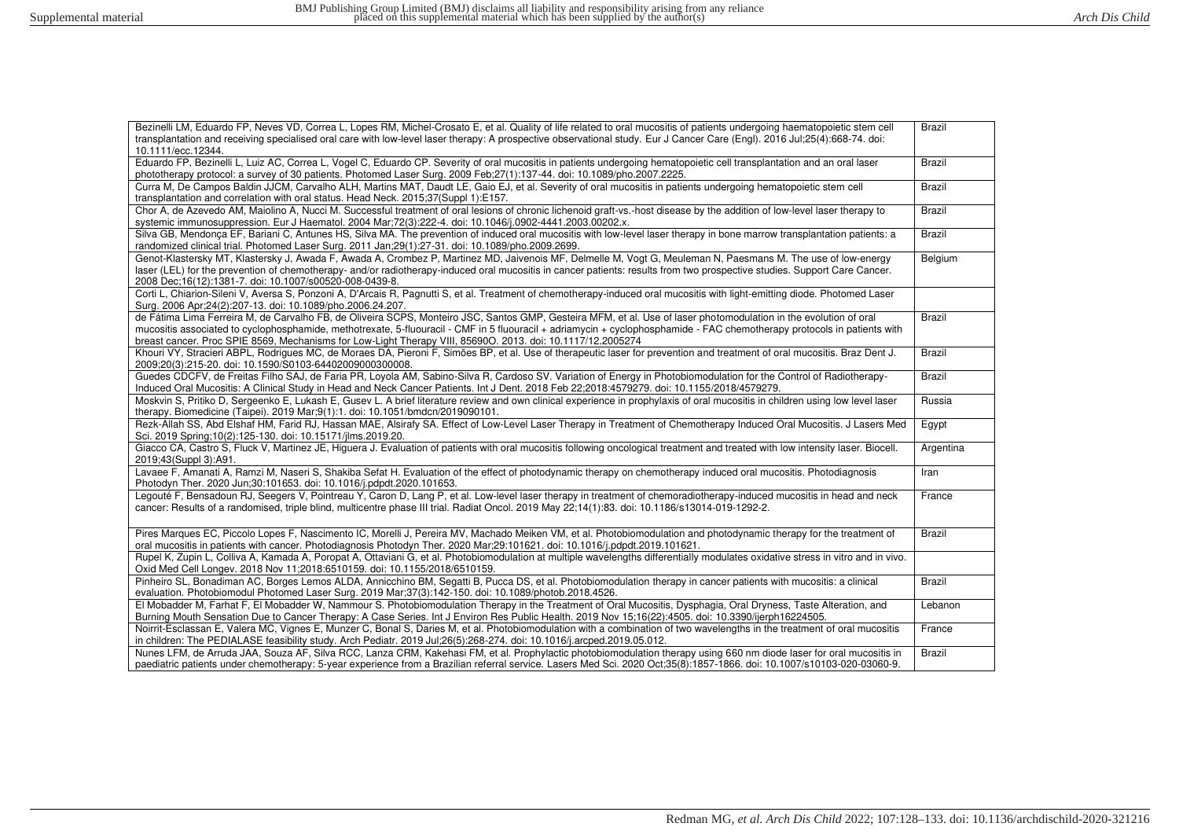| | |
|---|---|
| Bezinelli LM, Eduardo FP, Neves VD, Correa L, Lopes RM, Michel-Crosato E, et al. Quality of life related to oral mucositis of patients undergoing haematopoietic stem cell transplantation and receiving specialised oral care with low-level laser therapy: A prospective observational study. Eur J Cancer Care (Engl). 2016 Jul;25(4):668-74. doi: 10.1111/ecc.12344. | Brazil |
| Eduardo FP, Bezinelli L, Luiz AC, Correa L, Vogel C, Eduardo CP. Severity of oral mucositis in patients undergoing hematopoietic cell transplantation and an oral laser phototherapy protocol: a survey of 30 patients. Photomed Laser Surg. 2009 Feb;27(1):137-44. doi: 10.1089/pho.2007.2225. | Brazil |
| Curra M, De Campos Baldin JJCM, Carvalho ALH, Martins MAT, Daudt LE, Gaio EJ, et al. Severity of oral mucositis in patients undergoing hematopoietic stem cell transplantation and correlation with oral status. Head Neck. 2015;37(Suppl 1):E157. | Brazil |
| Chor A, de Azevedo AM, Maiolino A, Nucci M. Successful treatment of oral lesions of chronic lichenoid graft-vs.-host disease by the addition of low-level laser therapy to systemic immunosuppression. Eur J Haematol. 2004 Mar;72(3):222-4. doi: 10.1046/j.0902-4441.2003.00202.x. | Brazil |
| Silva GB, Mendonça EF, Bariani C, Antunes HS, Silva MA. The prevention of induced oral mucositis with low-level laser therapy in bone marrow transplantation patients: a randomized clinical trial. Photomed Laser Surg. 2011 Jan;29(1):27-31. doi: 10.1089/pho.2009.2699. | Brazil |
| Genot-Klastersky MT, Klastersky J, Awada F, Awada A, Crombez P, Martinez MD, Jaivenois MF, Delmelle M, Vogt G, Meuleman N, Paesmans M. The use of low-energy laser (LEL) for the prevention of chemotherapy- and/or radiotherapy-induced oral mucositis in cancer patients: results from two prospective studies. Support Care Cancer. 2008 Dec;16(12):1381-7. doi: 10.1007/s00520-008-0439-8. | Belgium |
| Corti L, Chiarion-Sileni V, Aversa S, Ponzoni A, D'Arcais R, Pagnutti S, et al. Treatment of chemotherapy-induced oral mucositis with light-emitting diode. Photomed Laser Surg. 2006 Apr;24(2):207-13. doi: 10.1089/pho.2006.24.207. | |
| de Fátima Lima Ferreira M, de Carvalho FB, de Oliveira SCPS, Monteiro JSC, Santos GMP, Gesteira MFM, et al. Use of laser photomodulation in the evolution of oral mucositis associated to cyclophosphamide, methotrexate, 5-fluouracil - CMF in 5 fluouracil + adriamycin + cyclophosphamide - FAC chemotherapy protocols in patients with breast cancer. Proc SPIE 8569, Mechanisms for Low-Light Therapy VIII, 85690O. 2013. doi: 10.1117/12.2005274 | Brazil |
| Khouri VY, Stracieri ABPL, Rodrigues MC, de Moraes DA, Pieroni F, Simões BP, et al. Use of therapeutic laser for prevention and treatment of oral mucositis. Braz Dent J. 2009;20(3):215-20. doi: 10.1590/S0103-64402009000300008. | Brazil |
| Guedes CDCFV, de Freitas Filho SAJ, de Faria PR, Loyola AM, Sabino-Silva R, Cardoso SV. Variation of Energy in Photobiomodulation for the Control of Radiotherapy-Induced Oral Mucositis: A Clinical Study in Head and Neck Cancer Patients. Int J Dent. 2018 Feb 22;2018:4579279. doi: 10.1155/2018/4579279. | Brazil |
| Moskvin S, Pritiko D, Sergeenko E, Lukash E, Gusev L. A brief literature review and own clinical experience in prophylaxis of oral mucositis in children using low level laser therapy. Biomedicine (Taipei). 2019 Mar;9(1):1. doi: 10.1051/bmdcn/2019090101. | Russia |
| Rezk-Allah SS, Abd Elshaf HM, Farid RJ, Hassan MAE, Alsirafy SA. Effect of Low-Level Laser Therapy in Treatment of Chemotherapy Induced Oral Mucositis. J Lasers Med Sci. 2019 Spring;10(2):125-130. doi: 10.15171/jlms.2019.20. | Egypt |
| Giacco CA, Castro S, Fluck V, Martinez JE, Higuera J. Evaluation of patients with oral mucositis following oncological treatment and treated with low intensity laser. Biocell. 2019;43(Suppl 3):A91. | Argentina |
| Lavaee F, Amanati A, Ramzi M, Naseri S, Shakiba Sefat H. Evaluation of the effect of photodynamic therapy on chemotherapy induced oral mucositis. Photodiagnosis Photodyn Ther. 2020 Jun;30:101653. doi: 10.1016/j.pdpdt.2020.101653. | Iran |
| Legouté F, Bensadoun RJ, Seegers V, Pointreau Y, Caron D, Lang P, et al. Low-level laser therapy in treatment of chemoradiotherapy-induced mucositis in head and neck cancer: Results of a randomised, triple blind, multicentre phase III trial. Radiat Oncol. 2019 May 22;14(1):83. doi: 10.1186/s13014-019-1292-2. | France |
| Pires Marques EC, Piccolo Lopes F, Nascimento IC, Morelli J, Pereira MV, Machado Meiken VM, et al. Photobiomodulation and photodynamic therapy for the treatment of oral mucositis in patients with cancer. Photodiagnosis Photodyn Ther. 2020 Mar;29:101621. doi: 10.1016/j.pdpdt.2019.101621. | Brazil |
| Rupel K, Zupin L, Colliva A, Kamada A, Poropat A, Ottaviani G, et al. Photobiomodulation at multiple wavelengths differentially modulates oxidative stress in vitro and in vivo. Oxid Med Cell Longev. 2018 Nov 11;2018:6510159. doi: 10.1155/2018/6510159. | |
| Pinheiro SL, Bonadiman AC, Borges Lemos ALDA, Annicchino BM, Segatti B, Pucca DS, et al. Photobiomodulation therapy in cancer patients with mucositis: a clinical evaluation. Photobiomodul Photomed Laser Surg. 2019 Mar;37(3):142-150. doi: 10.1089/photob.2018.4526. | Brazil |
| El Mobadder M, Farhat F, El Mobadder W, Nammour S. Photobiomodulation Therapy in the Treatment of Oral Mucositis, Dysphagia, Oral Dryness, Taste Alteration, and Burning Mouth Sensation Due to Cancer Therapy: A Case Series. Int J Environ Res Public Health. 2019 Nov 15;16(22):4505. doi: 10.3390/ijerph16224505. | Lebanon |
| Noirrit-Esclassan E, Valera MC, Vignes E, Munzer C, Bonal S, Daries M, et al. Photobiomodulation with a combination of two wavelengths in the treatment of oral mucositis in children: The PEDIALASE feasibility study. Arch Pediatr. 2019 Jul;26(5):268-274. doi: 10.1016/j.arcped.2019.05.012. | France |
| Nunes LFM, de Arruda JAA, Souza AF, Silva RCC, Lanza CRM, Kakehasi FM, et al. Prophylactic photobiomodulation therapy using 660 nm diode laser for oral mucositis in paediatric patients under chemotherapy: 5-year experience from a Brazilian referral service. Lasers Med Sci. 2020 Oct;35(8):1857-1866. doi: 10.1007/s10103-020-03060-9. | Brazil |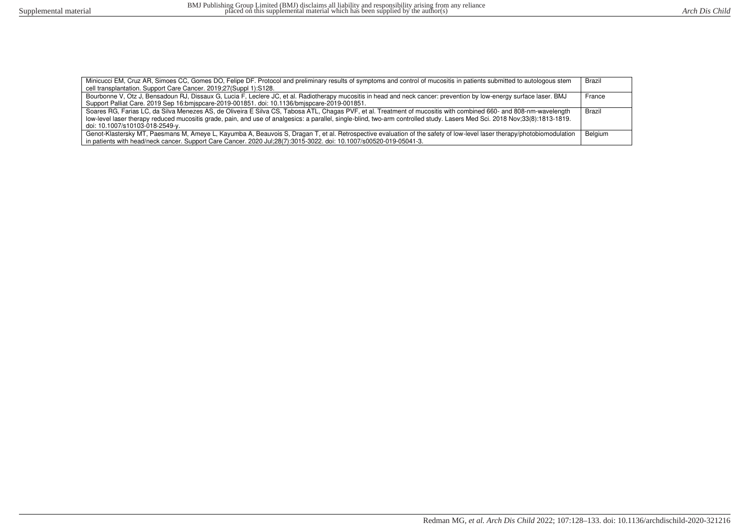| | |
|---|---|
| Minicucci EM, Cruz AR, Simoes CC, Gomes DO, Felipe DF. Protocol and preliminary results of symptoms and control of mucositis in patients submitted to autologous stem cell transplantation. Support Care Cancer. 2019;27(Suppl 1):S128. | Brazil |
| Bourbonne V, Otz J, Bensadoun RJ, Dissaux G, Lucia F, Leclere JC, et al. Radiotherapy mucositis in head and neck cancer: prevention by low-energy surface laser. BMJ Support Palliat Care. 2019 Sep 16:bmjspcare-2019-001851. doi: 10.1136/bmjspcare-2019-001851. | France |
| Soares RG, Farias LC, da Silva Menezes AS, de Oliveira E Silva CS, Tabosa ATL, Chagas PVF, et al. Treatment of mucositis with combined 660- and 808-nm-wavelength low-level laser therapy reduced mucositis grade, pain, and use of analgesics: a parallel, single-blind, two-arm controlled study. Lasers Med Sci. 2018 Nov;33(8):1813-1819. doi: 10.1007/s10103-018-2549-y. | Brazil |
| Genot-Klastersky MT, Paesmans M, Ameye L, Kayumba A, Beauvois S, Dragan T, et al. Retrospective evaluation of the safety of low-level laser therapy/photobiomodulation in patients with head/neck cancer. Support Care Cancer. 2020 Jul;28(7):3015-3022. doi: 10.1007/s00520-019-05041-3. | Belgium |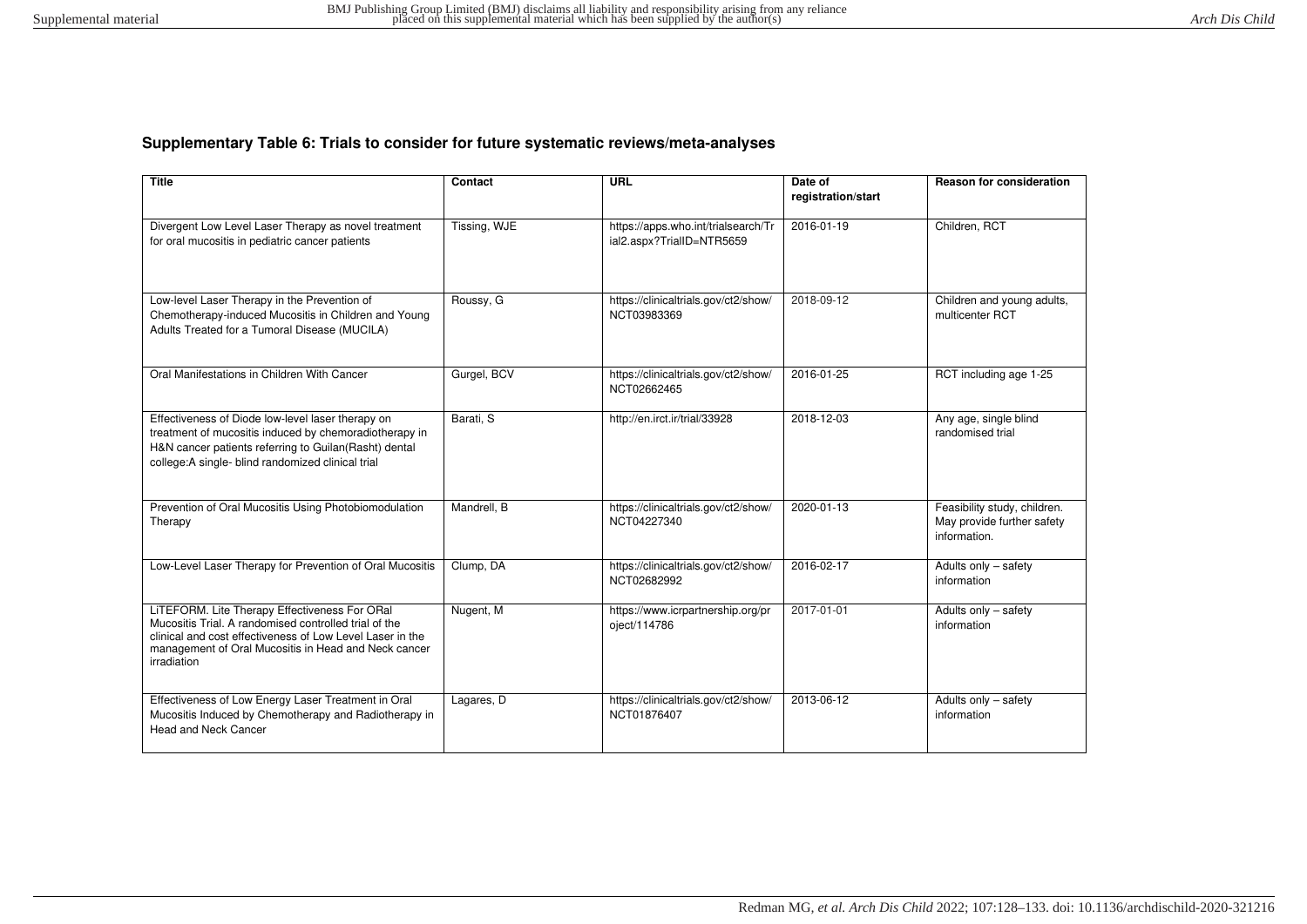## Supplementary Table 6: Trials to consider for future systematic reviews/meta-analyses

| Title | Contact | URL | Date of registration/start | Reason for consideration |
|---|---|---|---|---|
| Divergent Low Level Laser Therapy as novel treatment for oral mucositis in pediatric cancer patients | Tissing, WJE | https://apps.who.int/trialsearch/Trial2.aspx?TrialID=NTR5659 | 2016-01-19 | Children, RCT |
| Low-level Laser Therapy in the Prevention of Chemotherapy-induced Mucositis in Children and Young Adults Treated for a Tumoral Disease (MUCILA) | Roussy, G | https://clinicaltrials.gov/ct2/show/NCT03983369 | 2018-09-12 | Children and young adults, multicenter RCT |
| Oral Manifestations in Children With Cancer | Gurgel, BCV | https://clinicaltrials.gov/ct2/show/NCT02662465 | 2016-01-25 | RCT including age 1-25 |
| Effectiveness of Diode low-level laser therapy on treatment of mucositis induced by chemoradiotherapy in H&N cancer patients referring to Guilan(Rasht) dental college:A single- blind randomized clinical trial | Barati, S | http://en.irct.ir/trial/33928 | 2018-12-03 | Any age, single blind randomised trial |
| Prevention of Oral Mucositis Using Photobiomodulation Therapy | Mandrell, B | https://clinicaltrials.gov/ct2/show/NCT04227340 | 2020-01-13 | Feasibility study, children. May provide further safety information. |
| Low-Level Laser Therapy for Prevention of Oral Mucositis | Clump, DA | https://clinicaltrials.gov/ct2/show/NCT02682992 | 2016-02-17 | Adults only – safety information |
| LiTEFORM. Lite Therapy Effectiveness For ORal Mucositis Trial. A randomised controlled trial of the clinical and cost effectiveness of Low Level Laser in the management of Oral Mucositis in Head and Neck cancer irradiation | Nugent, M | https://www.icrpartnership.org/project/114786 | 2017-01-01 | Adults only – safety information |
| Effectiveness of Low Energy Laser Treatment in Oral Mucositis Induced by Chemotherapy and Radiotherapy in Head and Neck Cancer | Lagares, D | https://clinicaltrials.gov/ct2/show/NCT01876407 | 2013-06-12 | Adults only – safety information |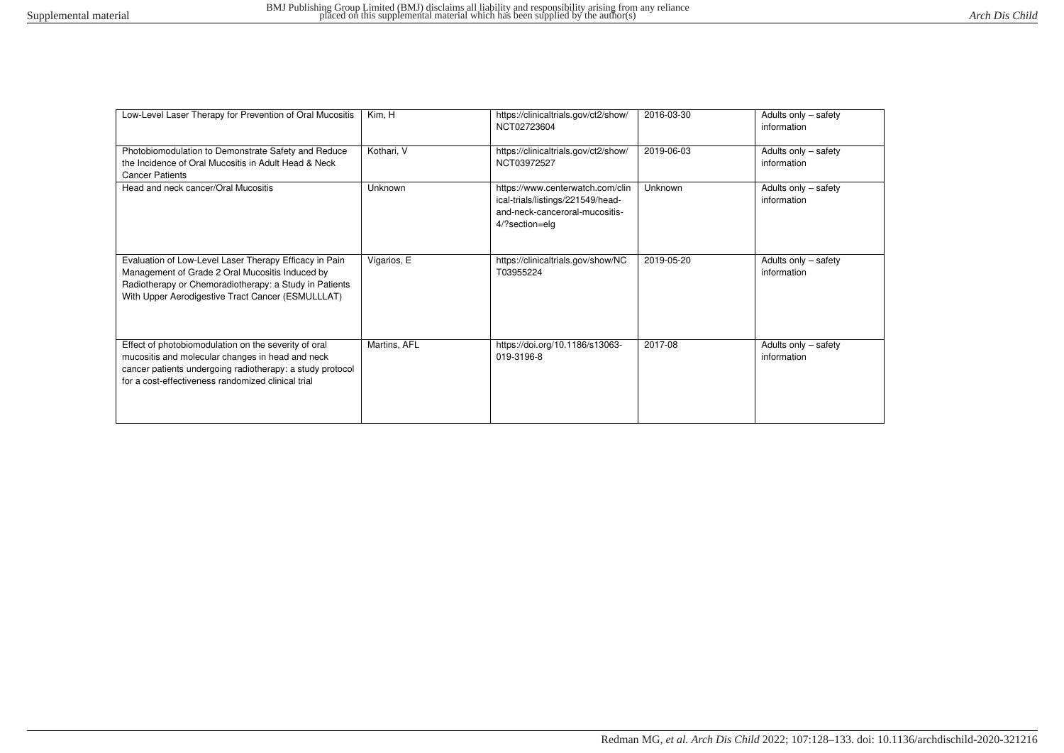| Low-Level Laser Therapy for Prevention of Oral Mucositis | Kim, H | https://clinicaltrials.gov/ct2/show/NCT02723604 | 2016-03-30 | Adults only – safety information |
|---|---|---|---|---|
| Photobiomodulation to Demonstrate Safety and Reduce the Incidence of Oral Mucositis in Adult Head & Neck Cancer Patients | Kothari, V | https://clinicaltrials.gov/ct2/show/NCT03972527 | 2019-06-03 | Adults only – safety information |
| Head and neck cancer/Oral Mucositis | Unknown | https://www.centerwatch.com/clinical-trials/listings/221549/head-and-neck-canceroral-mucositis-4/?section=elg | Unknown | Adults only – safety information |
| Evaluation of Low-Level Laser Therapy Efficacy in Pain Management of Grade 2 Oral Mucositis Induced by Radiotherapy or Chemoradiotherapy: a Study in Patients With Upper Aerodigestive Tract Cancer (ESMULLLAT) | Vigarios, E | https://clinicaltrials.gov/show/NCT03955224 | 2019-05-20 | Adults only – safety information |
| Effect of photobiomodulation on the severity of oral mucositis and molecular changes in head and neck cancer patients undergoing radiotherapy: a study protocol for a cost-effectiveness randomized clinical trial | Martins, AFL | https://doi.org/10.1186/s13063-019-3196-8 | 2017-08 | Adults only – safety information |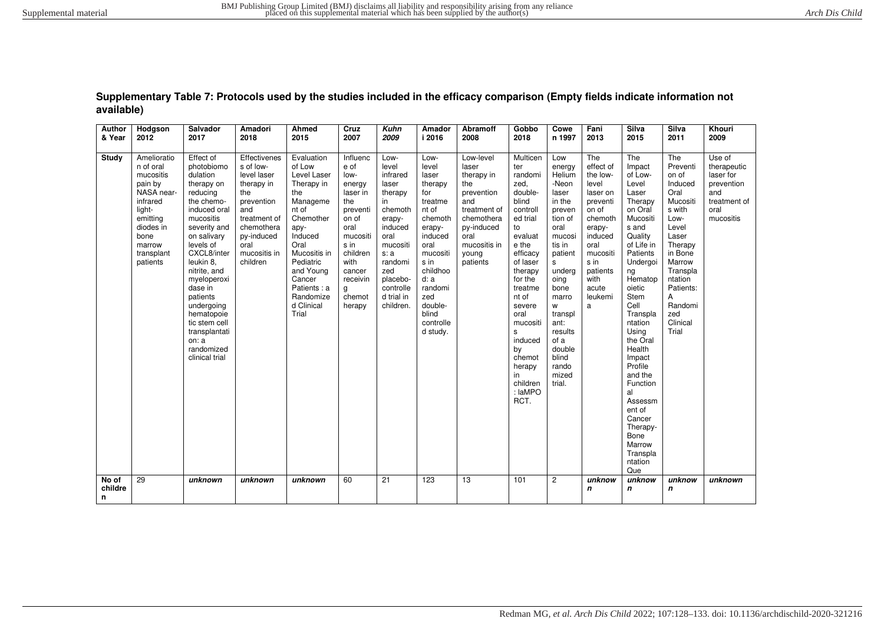**Supplementary Table 7: Protocols used by the studies included in the efficacy comparison (Empty fields indicate information not available)**

| Author & Year | Hodgson 2012 | Salvador 2017 | Amadori 2018 | Ahmed 2015 | Cruz 2007 | *Kuhn 2009* | Amadori 2016 | Abramoff 2008 | Gobbo 2018 | Cowen 1997 | Fani 2013 | Silva 2015 | Silva 2011 | Khouri 2009 |
|---|---|---|---|---|---|---|---|---|---|---|---|---|---|---|
| **Study** | Amelioration of oral mucositis pain by NASA near-infrared light-emitting diodes in bone marrow transplant patients | Effect of photobiomodulation therapy on reducing the chemo-induced oral mucositis severity and on salivary levels of CXCL8/interleukin 8, nitrite, and myeloperoxidase in patients undergoing hematopoietic stem cell transplantation: a randomized clinical trial | Effectiveness of low-level laser therapy in the prevention and treatment of chemotherapy-induced oral mucositis in children | Evaluation of Low Level Laser Therapy in the Management of Chemotherapy-Induced Oral Mucositis in Pediatric and Young Cancer Patients : a Randomized Clinical Trial | Influence of low-energy laser in the prevention of oral mucositis in children with cancer receiving chemotherapy | Low-level infrared laser therapy in chemotherapy-induced oral mucositis: a randomized placebo-controlled trial in children. | Low-level laser therapy for treatment of chemotherapy-induced oral mucositis in childhood: a randomized double-blind controlled study. | Low-level laser therapy in the prevention and treatment of chemotherapy-induced oral mucositis in young patients | Multicenter randomized, double-blind controlled trial to evaluate the efficacy of laser therapy for the treatment of severe oral mucositis induced by chemotherapy in children: laMPO RCT. | Low energy Helium-Neon laser in the prevention of oral mucositis in patients undergoing bone marrow transplant: results of a double blind randomized trial. | The effect of the low-level laser on prevention of chemotherapy-induced oral mucositis in patients with acute leukemia | The Impact of Low-Level Laser Therapy on Oral Mucositis and Quality of Life in Patients Undergoing Hematopoietic Stem Cell Transplantation Using the Oral Health Impact Profile and the Functional Assessment of Cancer Therapy-Bone Marrow Transplantation Que | The Prevention of Induced Oral Mucositis with Low-Level Laser Therapy in Bone Marrow Transplantation Patients: A Randomized Clinical Trial | Use of therapeutic laser for prevention and treatment of oral mucositis |
| **No of children** | 29 | ***unknown*** | ***unknown*** | ***unknown*** | 60 | 21 | 123 | 13 | 101 | 2 | ***unknown*** | ***unknown*** | ***unknown*** | ***unknown*** |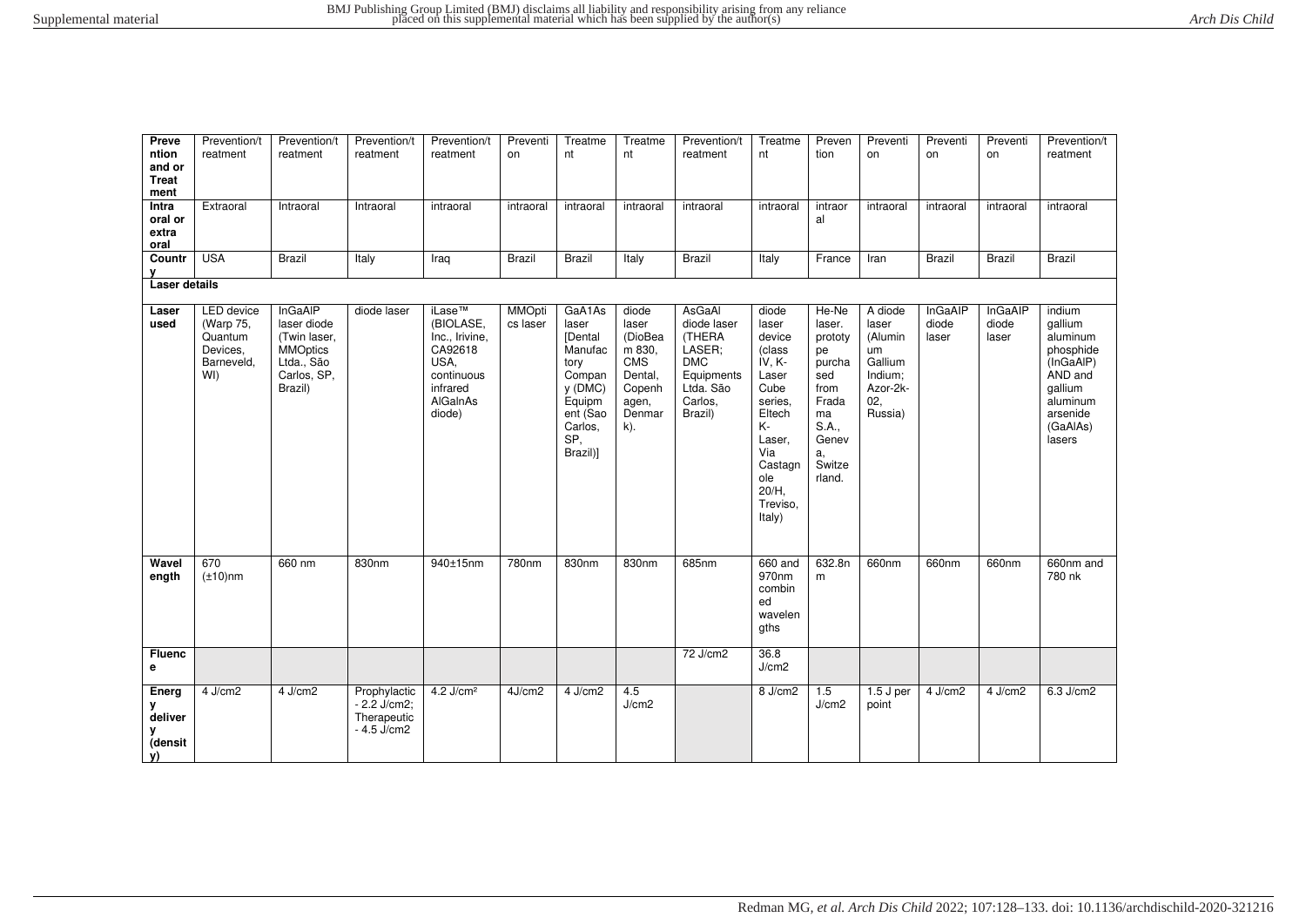| Prevention and or Treatment | Prevention/treatment | Prevention/treatment | Prevention/treatment | Prevention/treatment | Prevention | Treatment | Treatment | Prevention/treatment | Treatment | Prevention | Prevention | Prevention | Prevention | Prevention/treatment |
|---|---|---|---|---|---|---|---|---|---|---|---|---|---|---|
| Intra oral or extra oral | Extraoral | Intraoral | Intraoral | intraoral | intraoral | intraoral | intraoral | intraoral | intraoral | intraoral | intraoral | intraoral | intraoral | intraoral |
| Country | USA | Brazil | Italy | Iraq | Brazil | Brazil | Italy | Brazil | Italy | France | Iran | Brazil | Brazil | Brazil |
| **Laser details** | | | | | | | | | | | | | | |
| Laser used | LED device (Warp 75, Quantum Devices, Barneveld, WI) | InGaAIP laser diode (Twin laser, MMOptics Ltda., São Carlos, SP, Brazil) | diode laser | iLase™ (BIOLASE, Inc., Irivine, CA92618 USA, continuous infrared AlGaInAs diode) | MMOptics laser | GaA1As laser [Dental Manufactory Company (DMC) Equipment (Sao Carlos, SP, Brazil)] | diode laser (DioBeam 830, CMS Dental, Copenhagen, Denmark). | AsGaAl diode laser (THERA LASER; DMC Equipments Ltda. São Carlos, Brazil) | diode laser device (class IV, K-Laser Cube series, Eltech K-Laser, Via Castagnole 20/H, Treviso, Italy) | He-Ne laser. prototype purchased from Frada ma S.A., Geneva, Switzerland. | A diode laser (Aluminum Gallium Indium; Azor-2k-02, Russia) | InGaAIP diode laser | InGaAIP diode laser | indium gallium aluminum phosphide (InGaAIP) AND and gallium aluminum arsenide (GaAlAs) lasers |
| Wavelength | 670 (±10)nm | 660 nm | 830nm | 940±15nm | 780nm | 830nm | 830nm | 685nm | 660 and 970nm combined wavelengths | 632.8nm | 660nm | 660nm | 660nm | 660nm and 780 nk |
| Fluence | | | | | | | | 72 J/cm2 | 36.8 J/cm2 | | | | | |
| Energy delivery (density) | 4 J/cm2 | 4 J/cm2 | Prophylactic - 2.2 J/cm2; Therapeutic - 4.5 J/cm2 | 4.2 J/cm² | 4J/cm2 | 4 J/cm2 | 4.5 J/cm2 | | 8 J/cm2 | 1.5 J/cm2 | 1.5 J per point | 4 J/cm2 | 4 J/cm2 | 6.3 J/cm2 |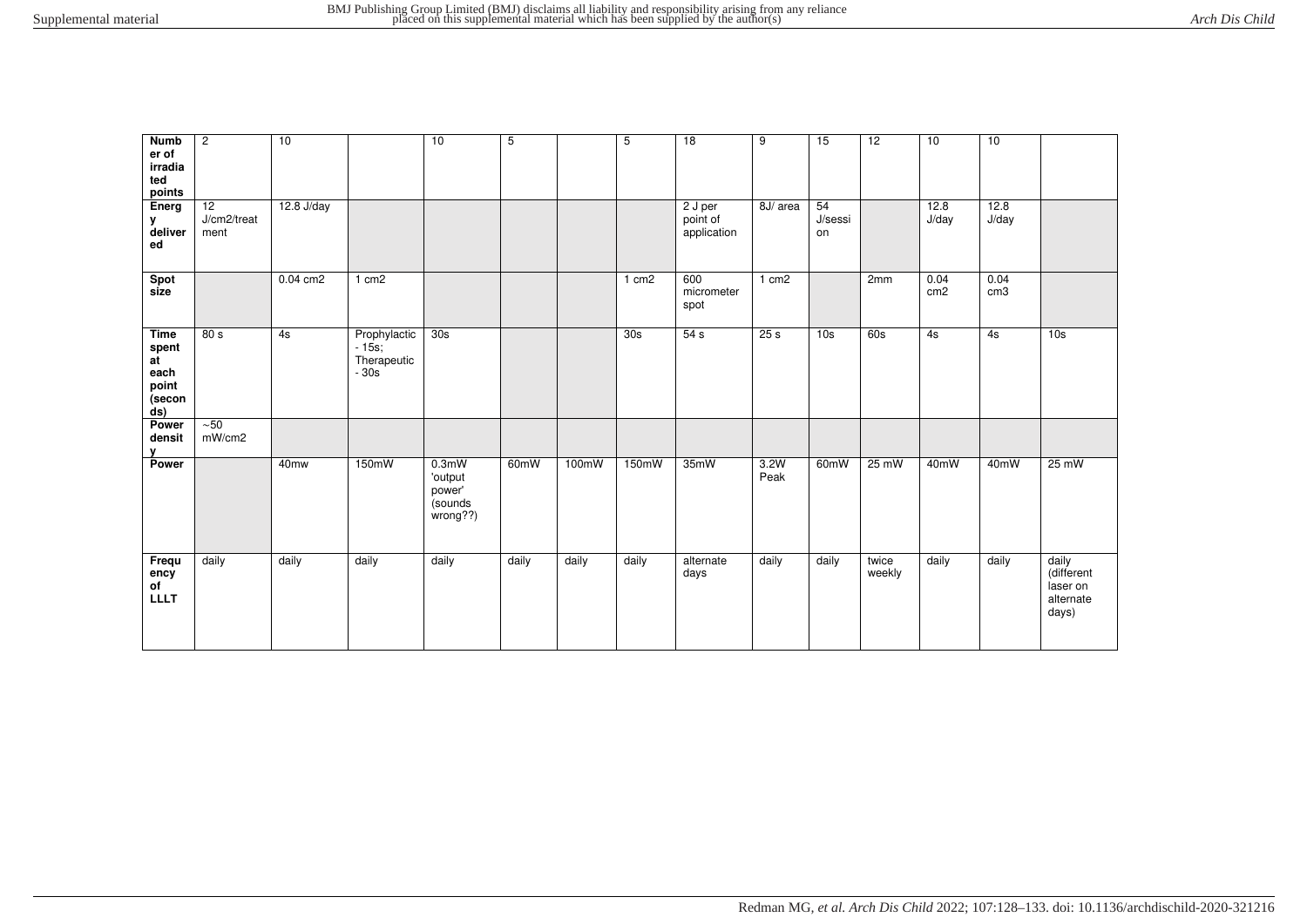| Number of irradiated points | 2 | 10 | | 10 | 5 | | 5 | 18 | 9 | 15 | 12 | 10 | 10 | |
|---|---|---|---|---|---|---|---|---|---|---|---|---|---|---|
| Energy delivered | 12 J/cm2/treatment | 12.8 J/day | | | | | | 2 J per point of application | 8J/ area | 54 J/session | | 12.8 J/day | 12.8 J/day | |
| Spot size | | 0.04 cm2 | 1 cm2 | | | | 1 cm2 | 600 micrometer spot | 1 cm2 | | 2mm | 0.04 cm2 | 0.04 cm3 | |
| Time spent at each point (seconds) | 80 s | 4s | Prophylactic - 15s; Therapeutic - 30s | 30s | | | 30s | 54 s | 25 s | 10s | 60s | 4s | 4s | 10s |
| Power density | ~50 mW/cm2 | | | | | | | | | | | | | |
| Power | | 40mw | 150mW | 0.3mW 'output power' (sounds wrong??) | 60mW | 100mW | 150mW | 35mW | 3.2W Peak | 60mW | 25 mW | 40mW | 40mW | 25 mW |
| Frequency of LLLT | daily | daily | daily | daily | daily | daily | daily | alternate days | daily | daily | twice weekly | daily | daily | daily (different laser on alternate days) |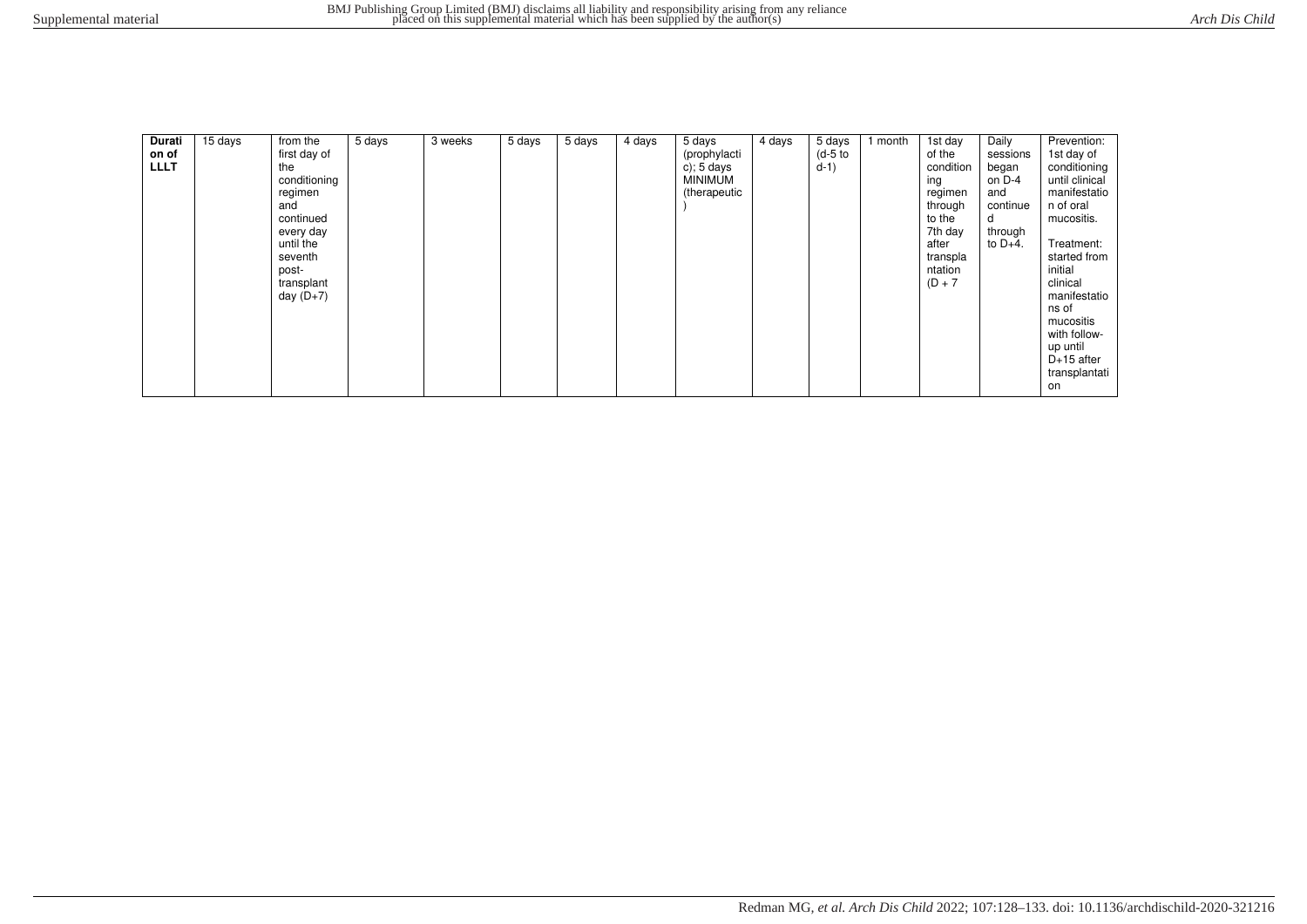| **Duration of LLLT** | 15 days | from the first day of the conditioning regimen and continued every day until the seventh post-transplant day (D+7) | 5 days | 3 weeks | 5 days | 5 days | 4 days | 5 days (prophylactic); 5 days MINIMUM (therapeutic) | 4 days | 5 days (d-5 to d-1) | 1 month | 1st day of the conditioning regimen through to the 7th day after transplantation (D + 7 | Daily sessions began on D-4 and continued through to D+4. | Prevention: 1st day of conditioning until clinical manifestation of oral mucositis. Treatment: started from initial clinical manifestations of mucositis with follow-up until D+15 after transplantation |
|---|---|---|---|---|---|---|---|---|---|---|---|---|---|---|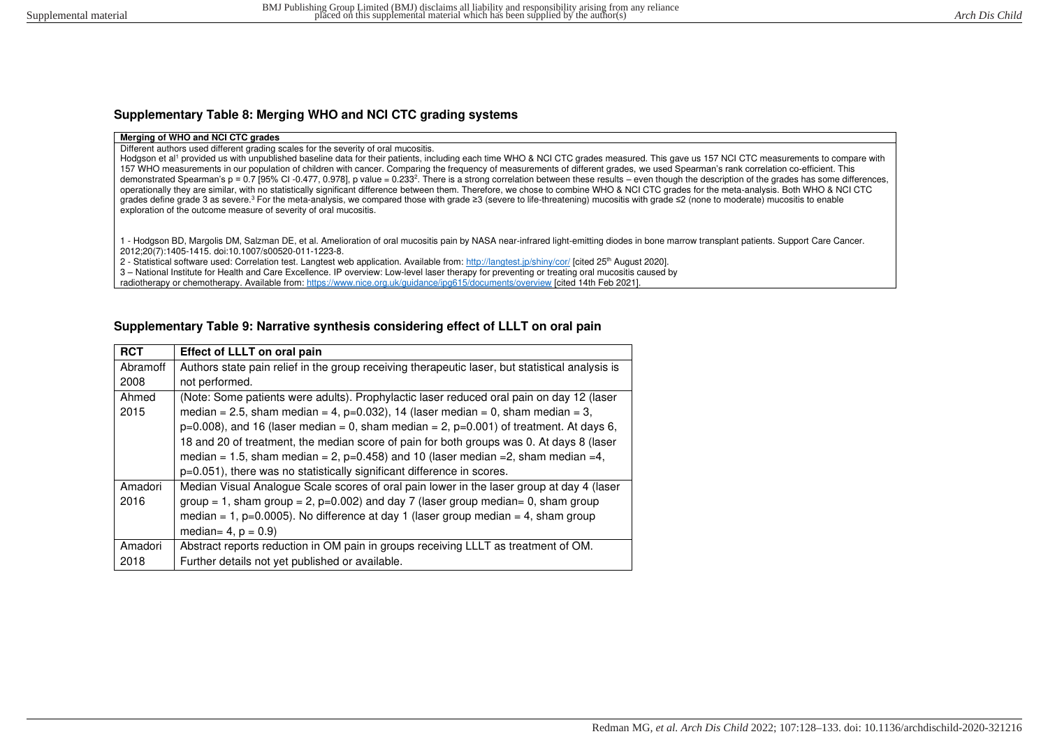## Supplementary Table 8: Merging WHO and NCI CTC grading systems

| Merging of WHO and NCI CTC grades |
|---|
| Different authors used different grading scales for the severity of oral mucositis.<br>Hodgson et al[1] provided us with unpublished baseline data for their patients, including each time WHO & NCI CTC grades measured. This gave us 157 NCI CTC measurements to compare with 157 WHO measurements in our population of children with cancer. Comparing the frequency of measurements of different grades, we used Spearman's rank correlation co-efficient. This demonstrated Spearman's ρ = 0.7 [95% CI -0.477, 0.978], p value = 0.233[2]. There is a strong correlation between these results – even though the description of the grades has some differences, operationally they are similar, with no statistically significant difference between them. Therefore, we chose to combine WHO & NCI CTC grades for the meta-analysis. Both WHO & NCI CTC grades define grade 3 as severe.[3] For the meta-analysis, we compared those with grade ≥3 (severe to life-threatening) mucositis with grade ≤2 (none to moderate) mucositis to enable exploration of the outcome measure of severity of oral mucositis.<br><br>1 - Hodgson BD, Margolis DM, Salzman DE, et al. Amelioration of oral mucositis pain by NASA near-infrared light-emitting diodes in bone marrow transplant patients. Support Care Cancer. 2012;20(7):1405-1415. doi:10.1007/s00520-011-1223-8.<br>2 - Statistical software used: Correlation test. Langtest web application. Available from: http://langtest.jp/shiny/cor/ [cited 25th August 2020].<br>3 – National Institute for Health and Care Excellence. IP overview: Low-level laser therapy for preventing or treating oral mucositis caused by radiotherapy or chemotherapy. Available from: https://www.nice.org.uk/guidance/ipg615/documents/overview [cited 14th Feb 2021]. |

## Supplementary Table 9: Narrative synthesis considering effect of LLLT on oral pain

| RCT | Effect of LLLT on oral pain |
|---|---|
| Abramoff 2008 | Authors state pain relief in the group receiving therapeutic laser, but statistical analysis is not performed. |
| Ahmed 2015 | (Note: Some patients were adults). Prophylactic laser reduced oral pain on day 12 (laser median = 2.5, sham median = 4, p=0.032), 14 (laser median = 0, sham median = 3, p=0.008), and 16 (laser median = 0, sham median = 2, p=0.001) of treatment. At days 6, 18 and 20 of treatment, the median score of pain for both groups was 0. At days 8 (laser median = 1.5, sham median = 2, p=0.458) and 10 (laser median =2, sham median =4, p=0.051), there was no statistically significant difference in scores. |
| Amadori 2016 | Median Visual Analogue Scale scores of oral pain lower in the laser group at day 4 (laser group = 1, sham group = 2, p=0.002) and day 7 (laser group median= 0, sham group median = 1, p=0.0005). No difference at day 1 (laser group median = 4, sham group median= 4, p = 0.9) |
| Amadori 2018 | Abstract reports reduction in OM pain in groups receiving LLLT as treatment of OM. Further details not yet published or available. |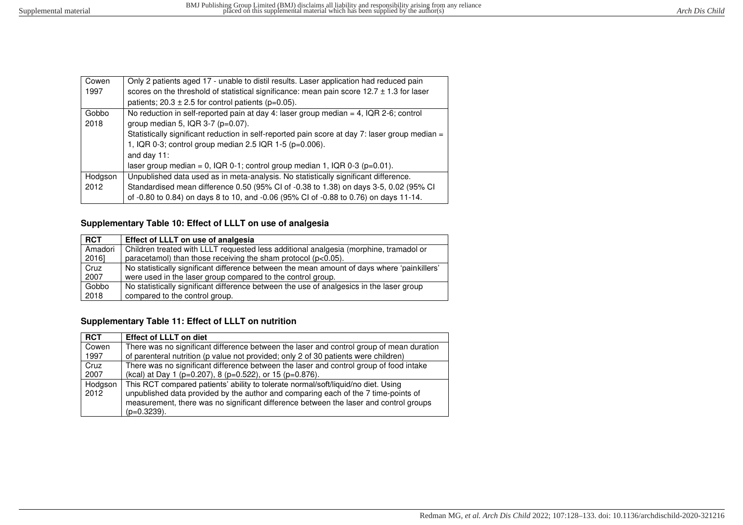| | |
|---|---|
| Cowen 1997 | Only 2 patients aged 17 - unable to distil results. Laser application had reduced pain scores on the threshold of statistical significance: mean pain score 12.7 ± 1.3 for laser patients; 20.3 ± 2.5 for control patients (p=0.05). |
| Gobbo 2018 | No reduction in self-reported pain at day 4: laser group median = 4, IQR 2-6; control group median 5, IQR 3-7 (p=0.07). Statistically significant reduction in self-reported pain score at day 7: laser group median = 1, IQR 0-3; control group median 2.5 IQR 1-5 (p=0.006). and day 11: laser group median = 0, IQR 0-1; control group median 1, IQR 0-3 (p=0.01). |
| Hodgson 2012 | Unpublished data used as in meta-analysis. No statistically significant difference. Standardised mean difference 0.50 (95% CI of -0.38 to 1.38) on days 3-5, 0.02 (95% CI of -0.80 to 0.84) on days 8 to 10, and -0.06 (95% CI of -0.88 to 0.76) on days 11-14. |

## Supplementary Table 10: Effect of LLLT on use of analgesia

| RCT | Effect of LLLT on use of analgesia |
|---|---|
| Amadori 2016] | Children treated with LLLT requested less additional analgesia (morphine, tramadol or paracetamol) than those receiving the sham protocol (p<0.05). |
| Cruz 2007 | No statistically significant difference between the mean amount of days where 'painkillers' were used in the laser group compared to the control group. |
| Gobbo 2018 | No statistically significant difference between the use of analgesics in the laser group compared to the control group. |

## Supplementary Table 11: Effect of LLLT on nutrition

| RCT | Effect of LLLT on diet |
|---|---|
| Cowen 1997 | There was no significant difference between the laser and control group of mean duration of parenteral nutrition (p value not provided; only 2 of 30 patients were children) |
| Cruz 2007 | There was no significant difference between the laser and control group of food intake (kcal) at Day 1 (p=0.207), 8 (p=0.522), or 15 (p=0.876). |
| Hodgson 2012 | This RCT compared patients' ability to tolerate normal/soft/liquid/no diet. Using unpublished data provided by the author and comparing each of the 7 time-points of measurement, there was no significant difference between the laser and control groups (p=0.3239). |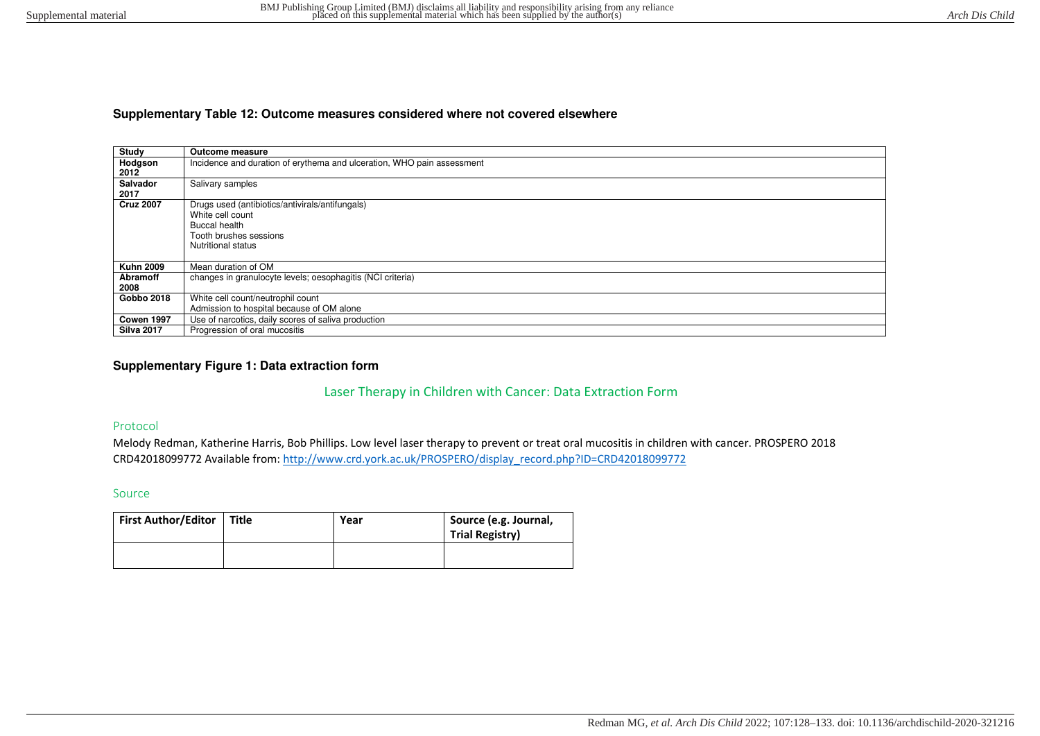**Supplementary Table 12: Outcome measures considered where not covered elsewhere**

| Study | Outcome measure |
|---|---|
| **Hodgson 2012** | Incidence and duration of erythema and ulceration, WHO pain assessment |
| **Salvador 2017** | Salivary samples |
| **Cruz 2007** | Drugs used (antibiotics/antivirals/antifungals)<br>White cell count<br>Buccal health<br>Tooth brushes sessions<br>Nutritional status |
| **Kuhn 2009** | Mean duration of OM |
| **Abramoff 2008** | changes in granulocyte levels; oesophagitis (NCI criteria) |
| **Gobbo 2018** | White cell count/neutrophil count<br>Admission to hospital because of OM alone |
| **Cowen 1997** | Use of narcotics, daily scores of saliva production |
| **Silva 2017** | Progression of oral mucositis |

**Supplementary Figure 1: Data extraction form**

## Laser Therapy in Children with Cancer: Data Extraction Form

### Protocol

Melody Redman, Katherine Harris, Bob Phillips. Low level laser therapy to prevent or treat oral mucositis in children with cancer. PROSPERO 2018 CRD42018099772 Available from: http://www.crd.york.ac.uk/PROSPERO/display_record.php?ID=CRD42018099772

### Source

| First Author/Editor | Title | Year | Source (e.g. Journal, Trial Registry) |
|---|---|---|---|
| | | | |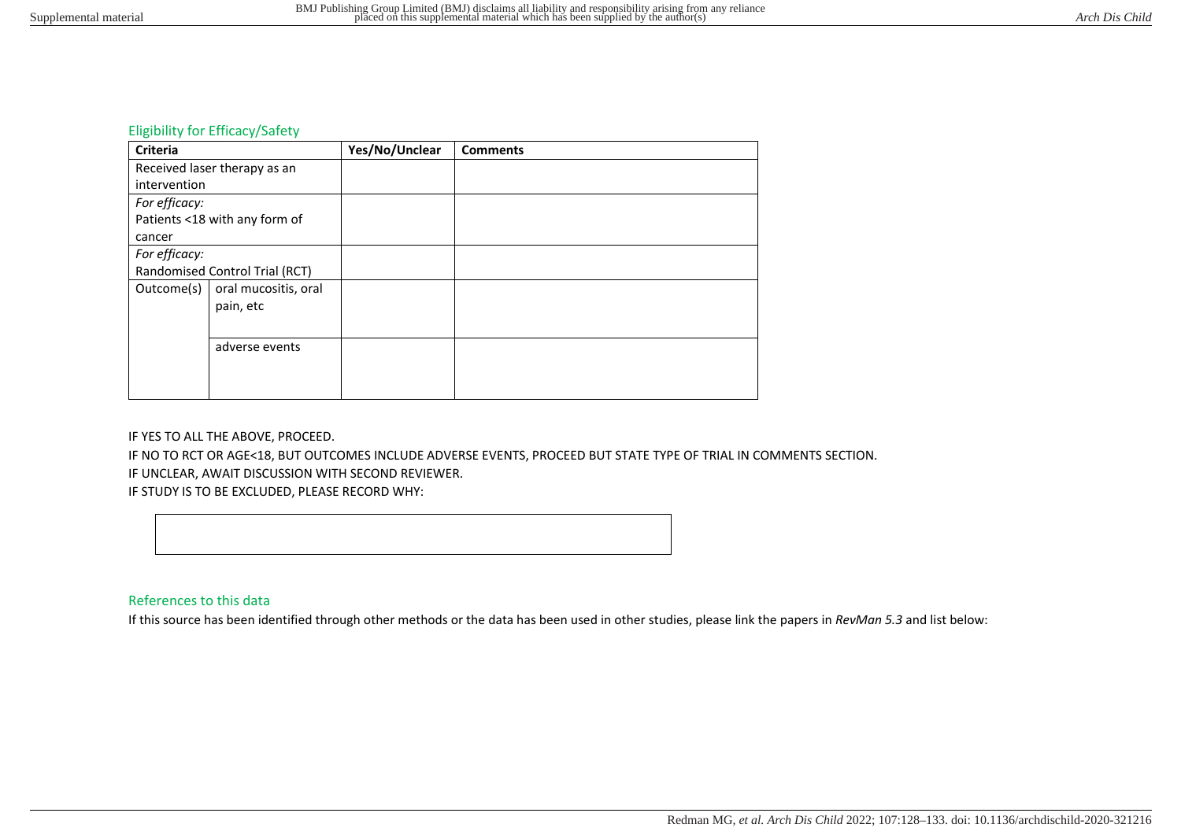## Eligibility for Efficacy/Safety

| Criteria | | Yes/No/Unclear | Comments |
|---|---|---|---|
| Received laser therapy as an intervention | | | |
| *For efficacy:* Patients <18 with any form of cancer | | | |
| *For efficacy:* Randomised Control Trial (RCT) | | | |
| Outcome(s) | oral mucositis, oral pain, etc | | |
| | adverse events | | |

IF YES TO ALL THE ABOVE, PROCEED.

IF NO TO RCT OR AGE<18, BUT OUTCOMES INCLUDE ADVERSE EVENTS, PROCEED BUT STATE TYPE OF TRIAL IN COMMENTS SECTION.

IF UNCLEAR, AWAIT DISCUSSION WITH SECOND REVIEWER.

IF STUDY IS TO BE EXCLUDED, PLEASE RECORD WHY:

| |
|---|
| |

## References to this data

If this source has been identified through other methods or the data has been used in other studies, please link the papers in *RevMan 5.3* and list below: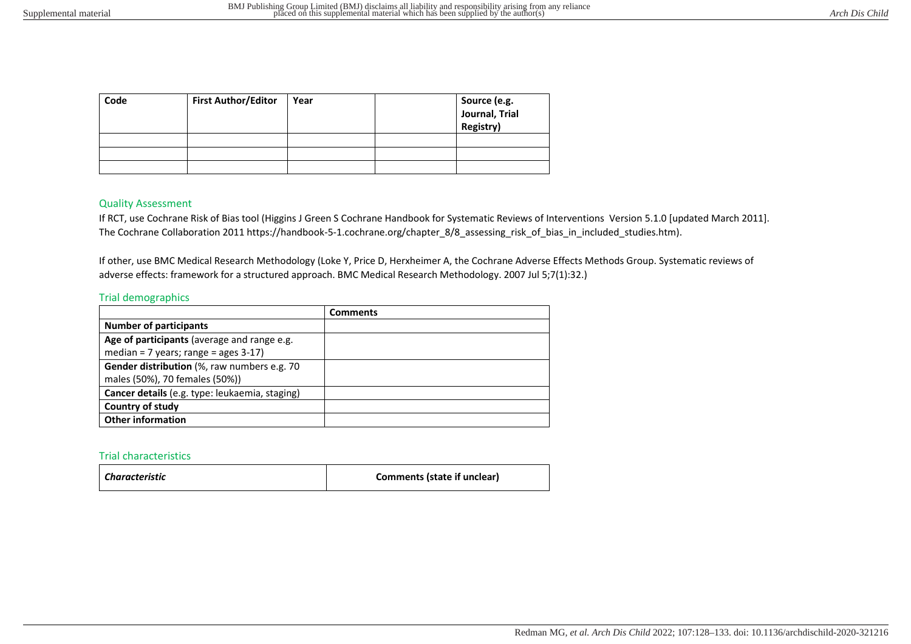| Code | First Author/Editor | Year | | Source (e.g. Journal, Trial Registry) |
|---|---|---|---|---|
| | | | | |
| | | | | |
| | | | | |

## Quality Assessment

If RCT, use Cochrane Risk of Bias tool (Higgins J Green S Cochrane Handbook for Systematic Reviews of Interventions Version 5.1.0 [updated March 2011]. The Cochrane Collaboration 2011 https://handbook-5-1.cochrane.org/chapter_8/8_assessing_risk_of_bias_in_included_studies.htm).

If other, use BMC Medical Research Methodology (Loke Y, Price D, Herxheimer A, the Cochrane Adverse Effects Methods Group. Systematic reviews of adverse effects: framework for a structured approach. BMC Medical Research Methodology. 2007 Jul 5;7(1):32.)

## Trial demographics

| | Comments |
|---|---|
| **Number of participants** | |
| **Age of participants** (average and range e.g. median = 7 years; range = ages 3-17) | |
| **Gender distribution** (%, raw numbers e.g. 70 males (50%), 70 females (50%)) | |
| **Cancer details** (e.g. type: leukaemia, staging) | |
| **Country of study** | |
| **Other information** | |

## Trial characteristics

| ***Characteristic*** | **Comments (state if unclear)** |
|---|---|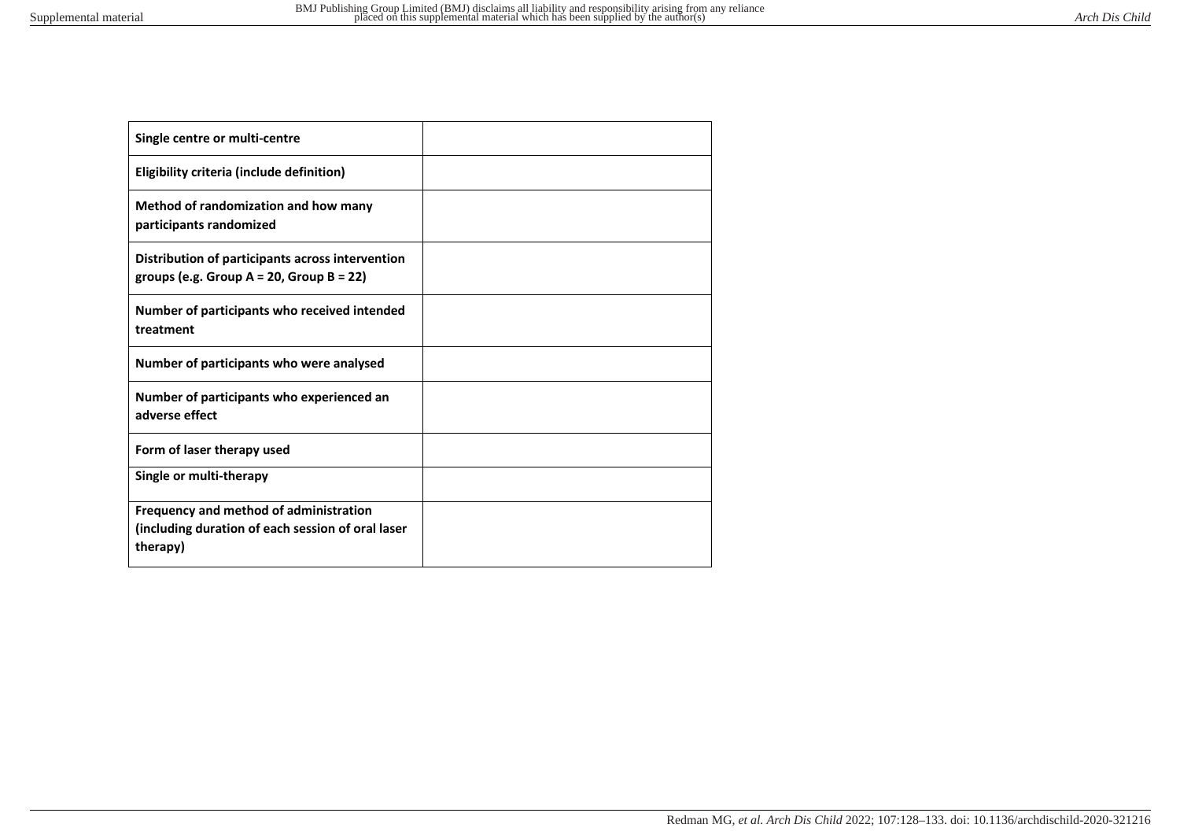| **Single centre or multi-centre** | |
|---|---|
| **Eligibility criteria (include definition)** | |
| **Method of randomization and how many participants randomized** | |
| **Distribution of participants across intervention groups (e.g. Group A = 20, Group B = 22)** | |
| **Number of participants who received intended treatment** | |
| **Number of participants who were analysed** | |
| **Number of participants who experienced an adverse effect** | |
| **Form of laser therapy used** | |
| **Single or multi-therapy** | |
| **Frequency and method of administration (including duration of each session of oral laser therapy)** | |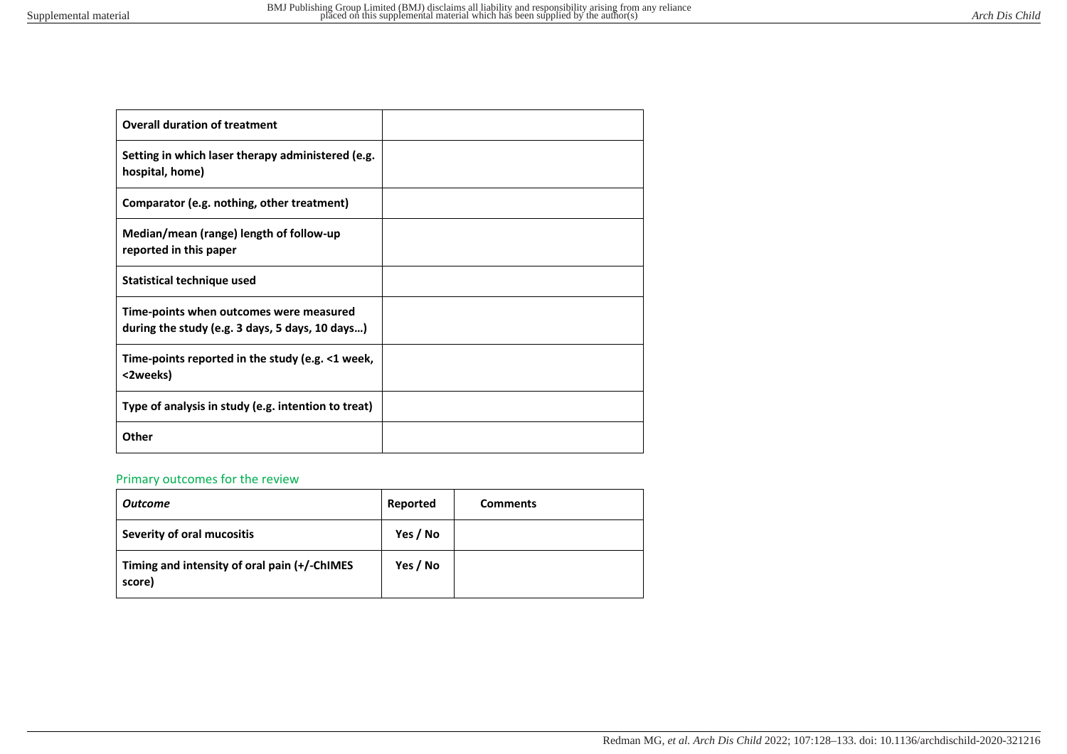| **Overall duration of treatment** | |
|---|---|
| **Setting in which laser therapy administered (e.g. hospital, home)** | |
| **Comparator (e.g. nothing, other treatment)** | |
| **Median/mean (range) length of follow-up reported in this paper** | |
| **Statistical technique used** | |
| **Time-points when outcomes were measured during the study (e.g. 3 days, 5 days, 10 days…)** | |
| **Time-points reported in the study (e.g. <1 week, <2weeks)** | |
| **Type of analysis in study (e.g. intention to treat)** | |
| **Other** | |

## Primary outcomes for the review

| ***Outcome*** | **Reported** | **Comments** |
|---|---|---|
| **Severity of oral mucositis** | **Yes / No** | |
| **Timing and intensity of oral pain (+/-ChIMES score)** | **Yes / No** | |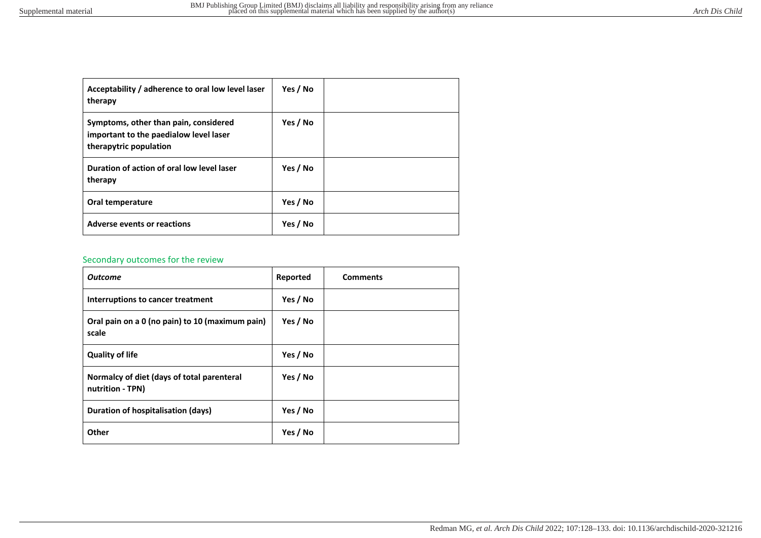| | | |
|---|---|---|
| **Acceptability / adherence to oral low level laser therapy** | **Yes / No** | |
| **Symptoms, other than pain, considered important to the paedialow level laser therapytric population** | **Yes / No** | |
| **Duration of action of oral low level laser therapy** | **Yes / No** | |
| **Oral temperature** | **Yes / No** | |
| **Adverse events or reactions** | **Yes / No** | |

### Secondary outcomes for the review

| ***Outcome*** | **Reported** | **Comments** |
|---|---|---|
| **Interruptions to cancer treatment** | **Yes / No** | |
| **Oral pain on a 0 (no pain) to 10 (maximum pain) scale** | **Yes / No** | |
| **Quality of life** | **Yes / No** | |
| **Normalcy of diet (days of total parenteral nutrition - TPN)** | **Yes / No** | |
| **Duration of hospitalisation (days)** | **Yes / No** | |
| **Other** | **Yes / No** | |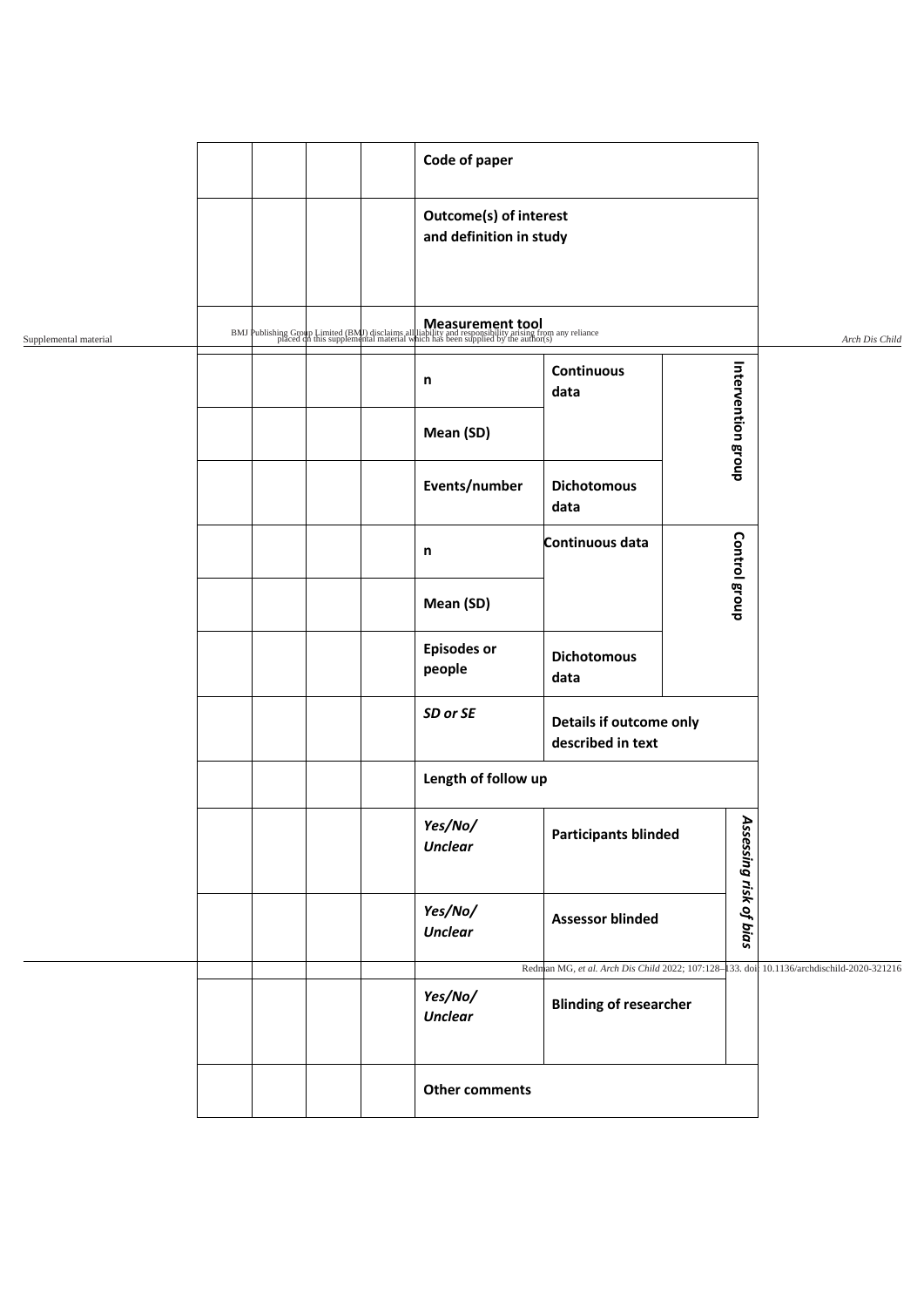| | | | | Code of paper | | |
|---|---|---|---|---|---|---|
| | | | | **Outcome(s) of interest and definition in study** | | |
| | | | | **Measurement tool** | | |
| | | | | **n** | **Continuous data** | **Intervention group** |
| | | | | **Mean (SD)** | | |
| | | | | **Events/number** | **Dichotomous data** | |
| | | | | **n** | **Continuous data** | **Control group** |
| | | | | **Mean (SD)** | | |
| | | | | **Episodes or people** | **Dichotomous data** | |
| | | | | ***SD or SE*** | **Details if outcome only described in text** | |
| | | | | **Length of follow up** | | |
| | | | | ***Yes/No/ Unclear*** | **Participants blinded** | ***Assessing risk of bias*** |
| | | | | ***Yes/No/ Unclear*** | **Assessor blinded** | |
| | | | | ***Yes/No/ Unclear*** | **Blinding of researcher** | |
| | | | | **Other comments** | | |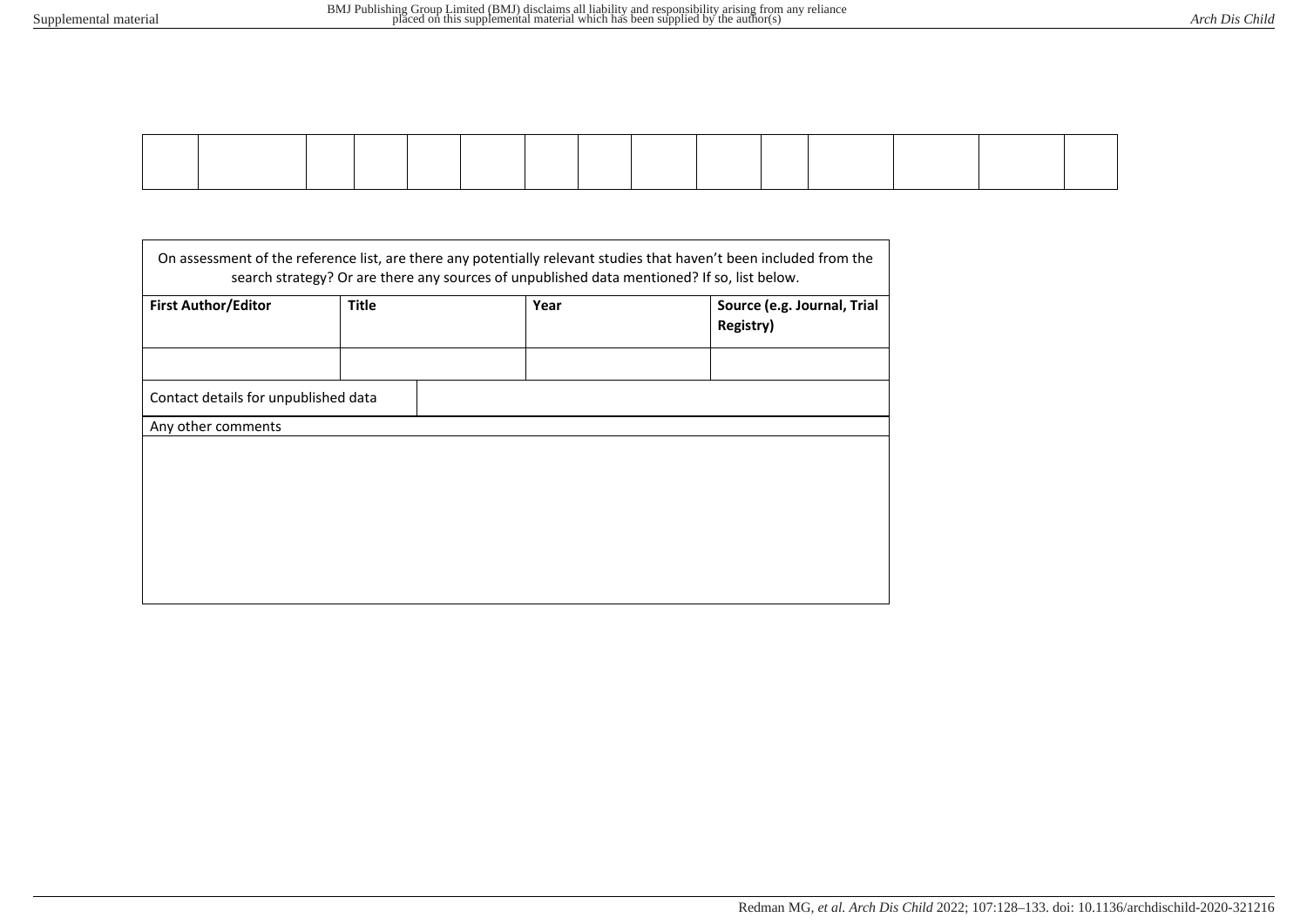| | | | | | | | | | | | | | | |
|---|---|---|---|---|---|---|---|---|---|---|---|---|---|---|
| | | | | | | | | | | | | | | |

| On assessment of the reference list, are there any potentially relevant studies that haven't been included from the search strategy? Or are there any sources of unpublished data mentioned? If so, list below. | | | |
|---|---|---|---|
| **First Author/Editor** | **Title** | **Year** | **Source (e.g. Journal, Trial Registry)** |
| | | | |
| Contact details for unpublished data | | | |
| Any other comments | | | |
| | | | |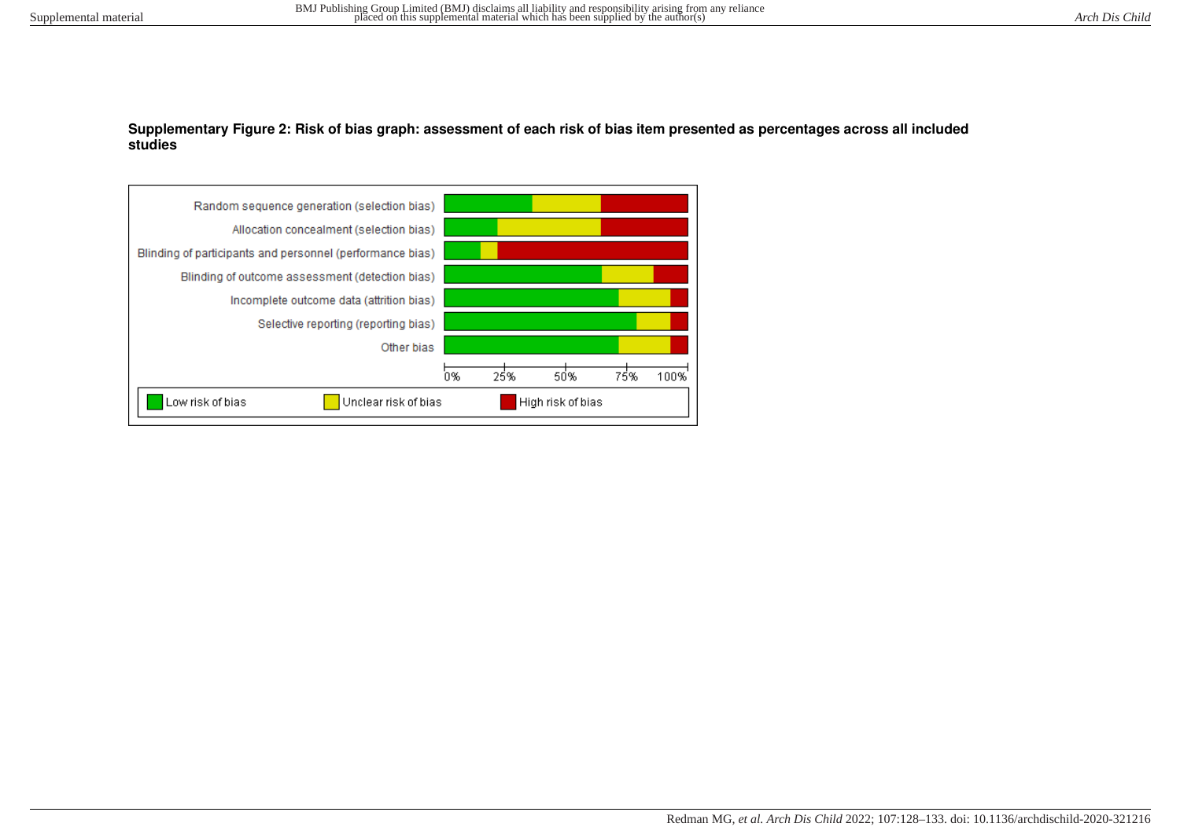**Supplementary Figure 2: Risk of bias graph: assessment of each risk of bias item presented as percentages across all included studies**

Random sequence generation (selection bias)

Allocation concealment (selection bias)

Blinding of participants and personnel (performance bias)

Blinding of outcome assessment (detection bias)

Incomplete outcome data (attrition bias)

Selective reporting (reporting bias)

Other bias

0% 25% 50% 75% 100%

Low risk of bias | Unclear risk of bias | High risk of bias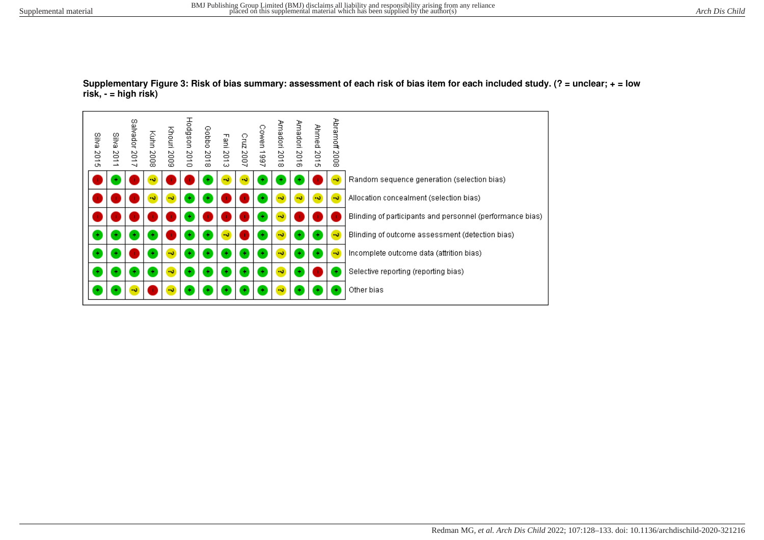**Supplementary Figure 3: Risk of bias summary: assessment of each risk of bias item for each included study. (? = unclear; + = low risk, - = high risk)**

| | Silva 2015 | Silva 2011 | Salvador 2017 | Kuhn 2008 | Khouri 2009 | Hodgson 2010 | Gobbo 2018 | Fani 2013 | Cruz 2007 | Cowen 1997 | Amadori 2018 | Amadori 2016 | Ahmed 2015 | Abramoff 2008 |
|---|---|---|---|---|---|---|---|---|---|---|---|---|---|---|
| Random sequence generation (selection bias) | - | + | - | ? | - | - | + | ? | ? | + | + | + | - | ? |
| Allocation concealment (selection bias) | - | - | - | ? | ? | + | + | - | - | + | ? | ? | ? | ? |
| Blinding of participants and personnel (performance bias) | - | - | - | - | - | + | - | - | - | + | ? | - | - | - |
| Blinding of outcome assessment (detection bias) | + | + | + | + | - | + | + | ? | - | + | ? | + | + | ? |
| Incomplete outcome data (attrition bias) | + | + | - | + | ? | + | + | + | + | + | ? | + | + | ? |
| Selective reporting (reporting bias) | + | + | + | + | ? | + | + | + | + | + | ? | + | - | + |
| Other bias | + | + | ? | - | ? | + | + | + | + | + | ? | + | + | + |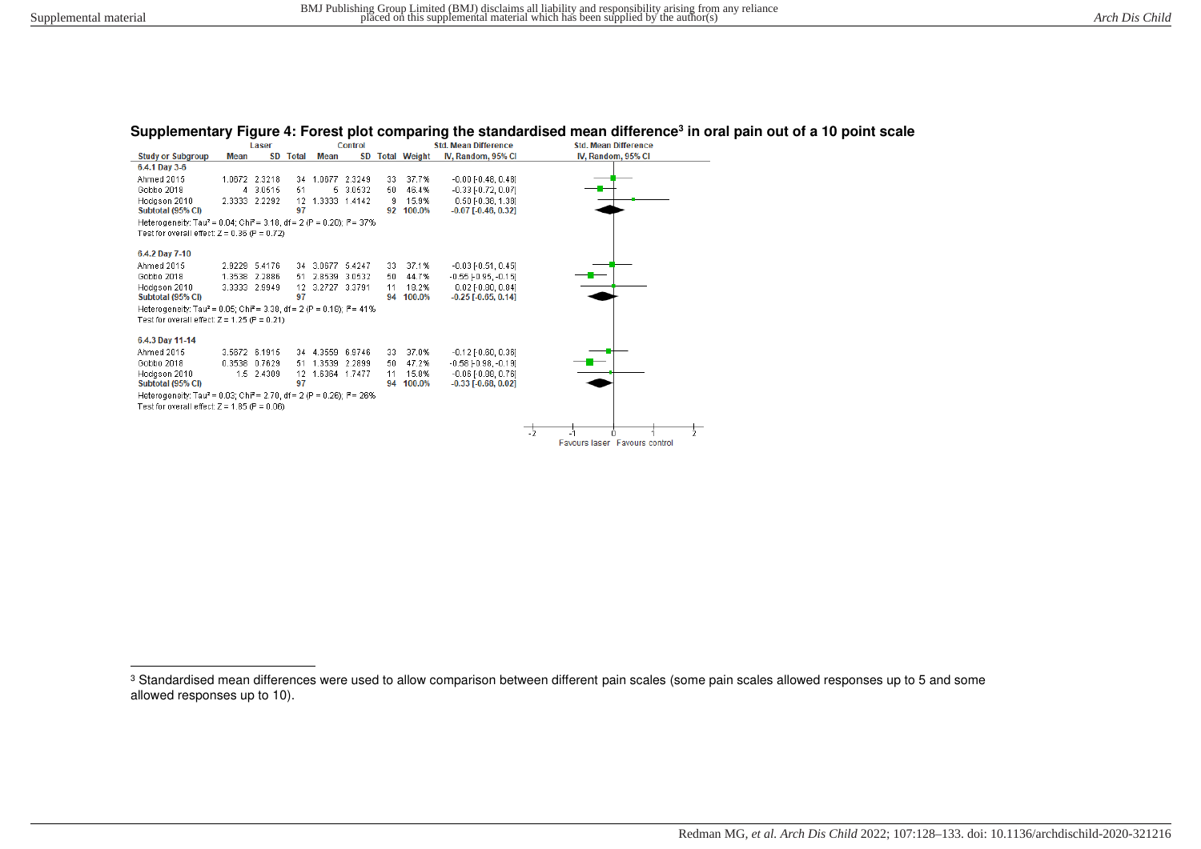**Supplementary Figure 4: Forest plot comparing the standardised mean difference[3] in oral pain out of a 10 point scale**

| Study or Subgroup | Laser Mean | Laser SD | Laser Total | Control Mean | Control SD | Control Total | Weight | Std. Mean Difference IV, Random, 95% CI |
|---|---|---|---|---|---|---|---|---|
| **6.4.1 Day 3-6** | | | | | | | | |
| Ahmed 2015 | 1.0672 | 2.3218 | 34 | 1.0677 | 2.3249 | 33 | 37.7% | -0.00 [-0.48, 0.48] |
| Gobbo 2018 | 4 | 3.0515 | 51 | 5 | 3.0532 | 50 | 46.4% | -0.33 [-0.72, 0.07] |
| Hodgson 2010 | 2.3333 | 2.2292 | 12 | 1.3333 | 1.4142 | 9 | 15.9% | 0.50 [-0.38, 1.38] |
| **Subtotal (95% CI)** | | | **97** | | | **92** | **100.0%** | **-0.07 [-0.46, 0.32]** |
| Heterogeneity: Tau² = 0.04; Chi² = 3.18, df = 2 (P = 0.20); I² = 37% | | | | | | | | |
| Test for overall effect: Z = 0.36 (P = 0.72) | | | | | | | | |
| **6.4.2 Day 7-10** | | | | | | | | |
| Ahmed 2015 | 2.9229 | 5.4176 | 34 | 3.0677 | 5.4247 | 33 | 37.1% | -0.03 [-0.51, 0.45] |
| Gobbo 2018 | 1.3538 | 2.2886 | 51 | 2.8539 | 3.0532 | 50 | 44.7% | -0.55 [-0.95, -0.15] |
| Hodgson 2010 | 3.3333 | 2.9949 | 12 | 3.2727 | 3.3791 | 11 | 18.2% | 0.02 [-0.80, 0.84] |
| **Subtotal (95% CI)** | | | **97** | | | **94** | **100.0%** | **-0.25 [-0.65, 0.14]** |
| Heterogeneity: Tau² = 0.05; Chi² = 3.38, df = 2 (P = 0.18); I² = 41% | | | | | | | | |
| Test for overall effect: Z = 1.25 (P = 0.21) | | | | | | | | |
| **6.4.3 Day 11-14** | | | | | | | | |
| Ahmed 2015 | 3.5672 | 6.1915 | 34 | 4.3559 | 6.9746 | 33 | 37.0% | -0.12 [-0.60, 0.36] |
| Gobbo 2018 | 0.3538 | 0.7629 | 51 | 1.3539 | 2.2899 | 50 | 47.2% | -0.58 [-0.98, -0.19] |
| Hodgson 2010 | 1.5 | 2.4309 | 12 | 1.6364 | 1.7477 | 11 | 15.8% | -0.06 [-0.88, 0.76] |
| **Subtotal (95% CI)** | | | **97** | | | **94** | **100.0%** | **-0.33 [-0.68, 0.02]** |
| Heterogeneity: Tau² = 0.03; Chi² = 2.70, df = 2 (P = 0.26); I² = 26% | | | | | | | | |
| Test for overall effect: Z = 1.85 (P = 0.06) | | | | | | | | |

Favours laser | Favours control

[3] Standardised mean differences were used to allow comparison between different pain scales (some pain scales allowed responses up to 5 and some allowed responses up to 10).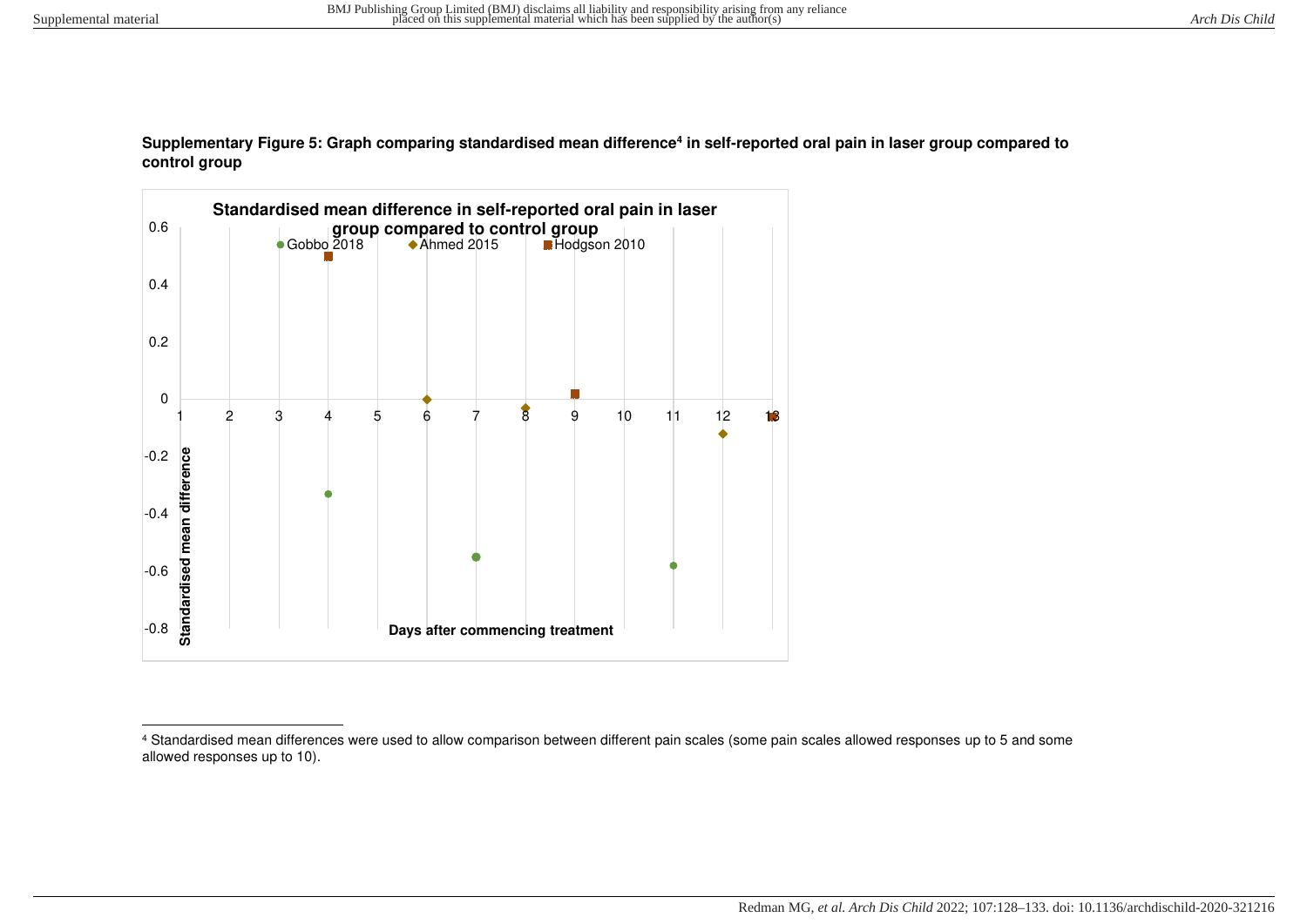**Supplementary Figure 5: Graph comparing standardised mean difference[4] in self-reported oral pain in laser group compared to control group**

Standardised mean difference in self-reported oral pain in laser group compared to control group

Gobbo 2018
Ahmed 2015
Hodgson 2010

Standardised mean difference

0.6
0.4
0.2
0
-0.2
-0.4
-0.6
-0.8

1 2 3 4 5 6 7 8 9 10 11 12 13

Days after commencing treatment

[4] Standardised mean differences were used to allow comparison between different pain scales (some pain scales allowed responses up to 5 and some allowed responses up to 10).